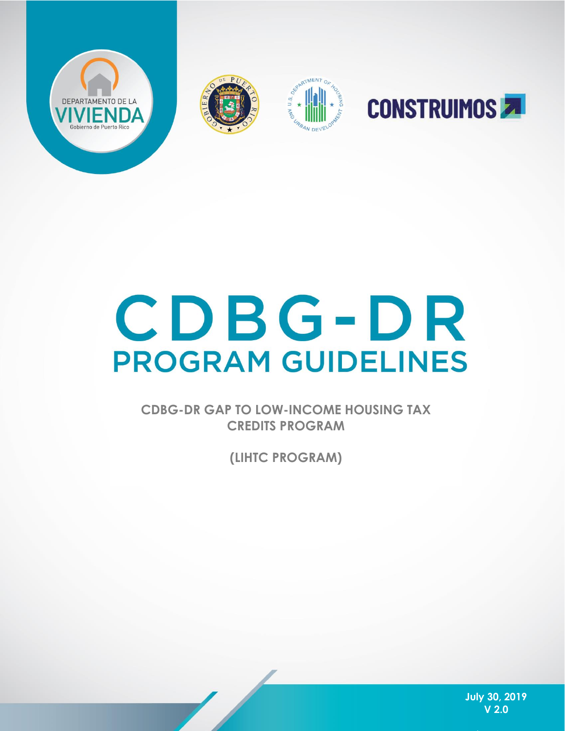DEPARTAMENTO DE LA VIVIENDA
Gobierno de Puerto Rico

CONSTRUIMOS

# CDBG-DR PROGRAM GUIDELINES

## CDBG-DR GAP TO LOW-INCOME HOUSING TAX CREDITS PROGRAM

## (LIHTC PROGRAM)

July 30, 2019
V 2.0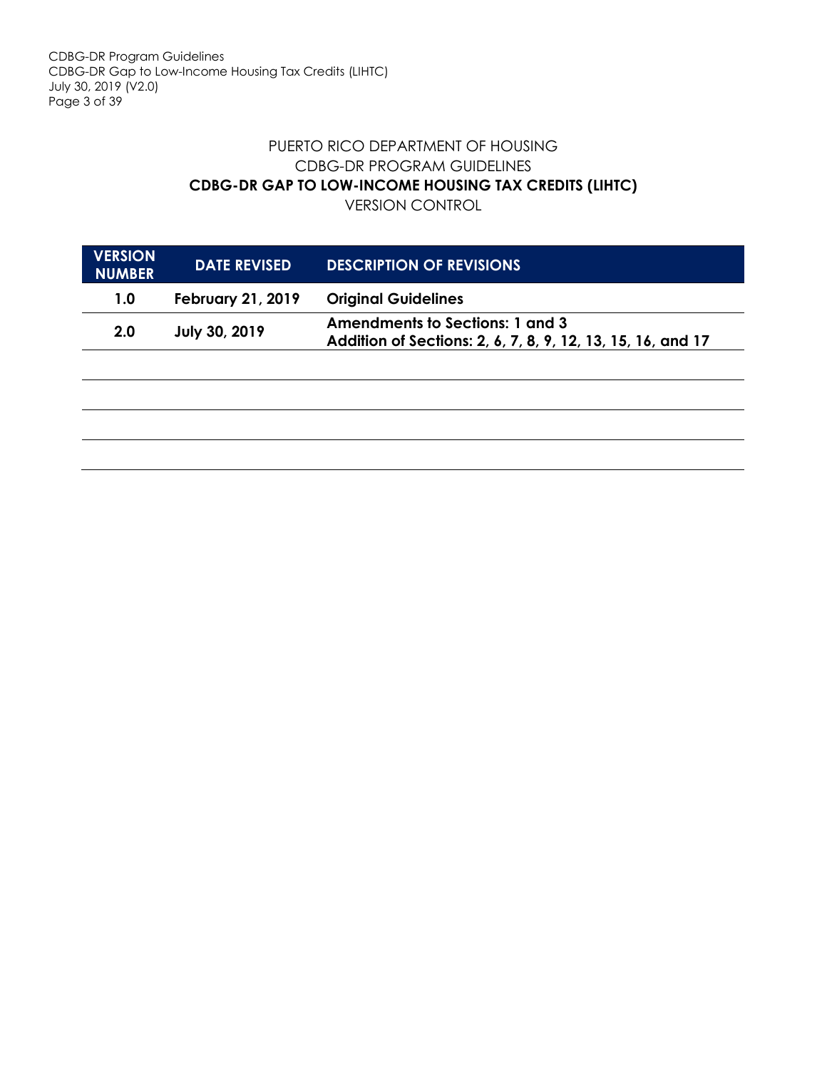PUERTO RICO DEPARTMENT OF HOUSING

CDBG-DR PROGRAM GUIDELINES

**CDBG-DR GAP TO LOW-INCOME HOUSING TAX CREDITS (LIHTC)**

VERSION CONTROL

| VERSION NUMBER | DATE REVISED | DESCRIPTION OF REVISIONS |
|---|---|---|
| **1.0** | **February 21, 2019** | **Original Guidelines** |
| **2.0** | **July 30, 2019** | **Amendments to Sections: 1 and 3**<br>**Addition of Sections: 2, 6, 7, 8, 9, 12, 13, 15, 16, and 17** |
| | | |
| | | |
| | | |
| | | |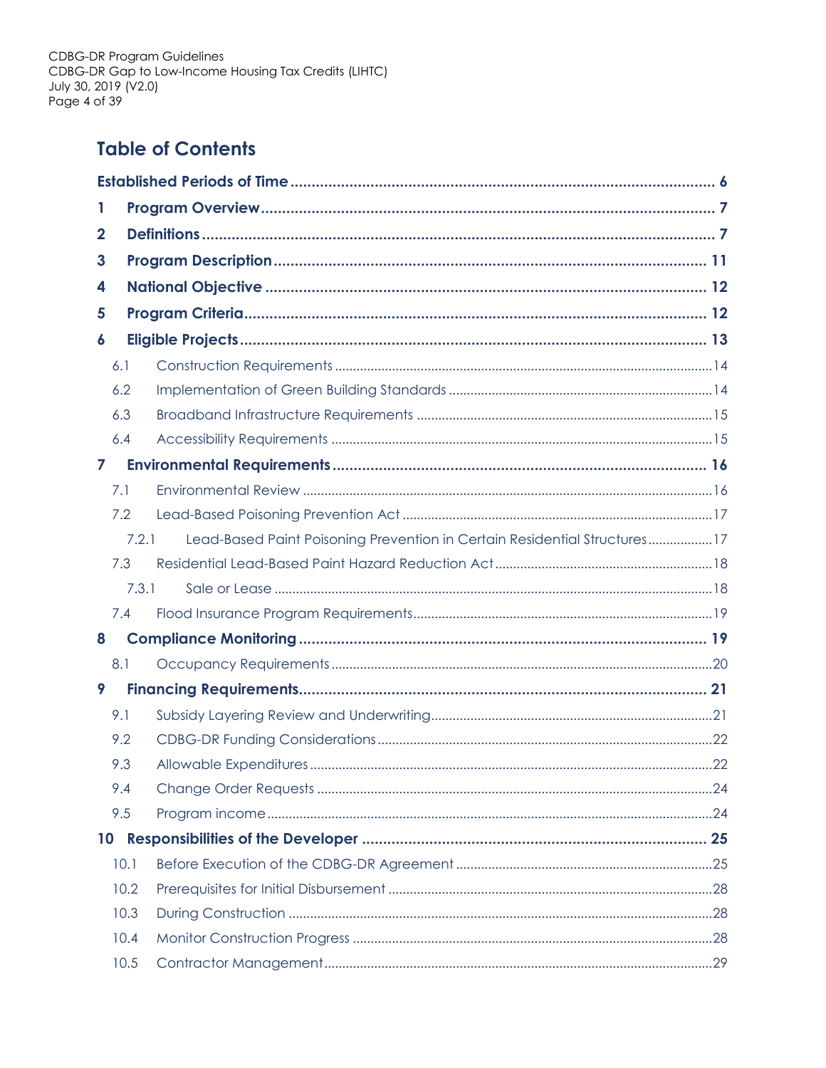## Table of Contents

- **Established Periods of Time** ........ 6
- **1 Program Overview** ........ 7
- **2 Definitions** ........ 7
- **3 Program Description** ........ 11
- **4 National Objective** ........ 12
- **5 Program Criteria** ........ 12
- **6 Eligible Projects** ........ 13
  - 6.1 Construction Requirements ........ 14
  - 6.2 Implementation of Green Building Standards ........ 14
  - 6.3 Broadband Infrastructure Requirements ........ 15
  - 6.4 Accessibility Requirements ........ 15
- **7 Environmental Requirements** ........ 16
  - 7.1 Environmental Review ........ 16
  - 7.2 Lead-Based Poisoning Prevention Act ........ 17
    - 7.2.1 Lead-Based Paint Poisoning Prevention in Certain Residential Structures ........ 17
  - 7.3 Residential Lead-Based Paint Hazard Reduction Act ........ 18
    - 7.3.1 Sale or Lease ........ 18
  - 7.4 Flood Insurance Program Requirements ........ 19
- **8 Compliance Monitoring** ........ 19
  - 8.1 Occupancy Requirements ........ 20
- **9 Financing Requirements** ........ 21
  - 9.1 Subsidy Layering Review and Underwriting ........ 21
  - 9.2 CDBG-DR Funding Considerations ........ 22
  - 9.3 Allowable Expenditures ........ 22
  - 9.4 Change Order Requests ........ 24
  - 9.5 Program income ........ 24
- **10 Responsibilities of the Developer** ........ 25
  - 10.1 Before Execution of the CDBG-DR Agreement ........ 25
  - 10.2 Prerequisites for Initial Disbursement ........ 28
  - 10.3 During Construction ........ 28
  - 10.4 Monitor Construction Progress ........ 28
  - 10.5 Contractor Management ........ 29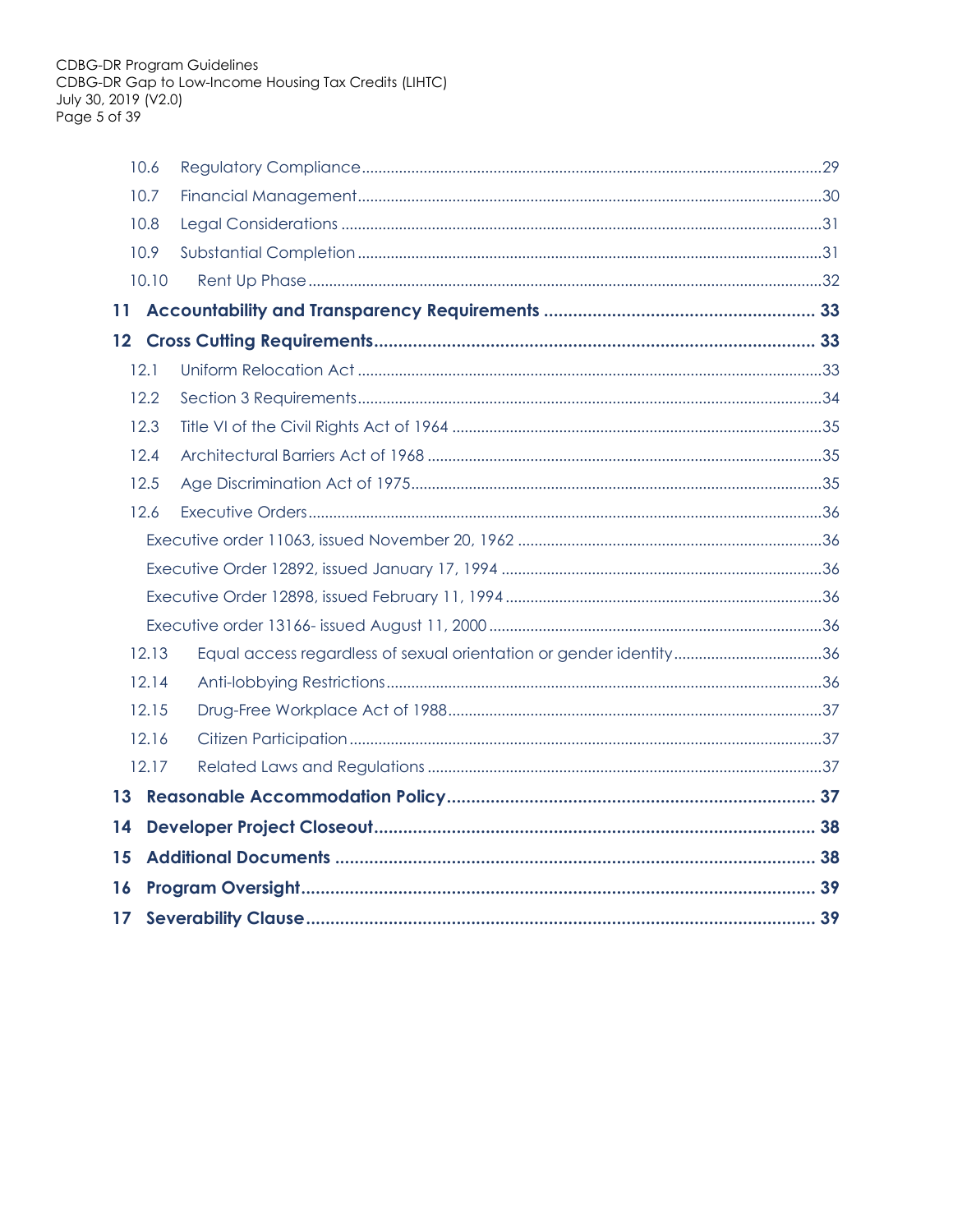- 10.6 Regulatory Compliance ........ 29
- 10.7 Financial Management ........ 30
- 10.8 Legal Considerations ........ 31
- 10.9 Substantial Completion ........ 31
- 10.10 Rent Up Phase ........ 32

**11 Accountability and Transparency Requirements ........ 33**

**12 Cross Cutting Requirements ........ 33**

- 12.1 Uniform Relocation Act ........ 33
- 12.2 Section 3 Requirements ........ 34
- 12.3 Title VI of the Civil Rights Act of 1964 ........ 35
- 12.4 Architectural Barriers Act of 1968 ........ 35
- 12.5 Age Discrimination Act of 1975 ........ 35
- 12.6 Executive Orders ........ 36
  - Executive order 11063, issued November 20, 1962 ........ 36
  - Executive Order 12892, issued January 17, 1994 ........ 36
  - Executive Order 12898, issued February 11, 1994 ........ 36
  - Executive order 13166- issued August 11, 2000 ........ 36
- 12.13 Equal access regardless of sexual orientation or gender identity ........ 36
- 12.14 Anti-lobbying Restrictions ........ 36
- 12.15 Drug-Free Workplace Act of 1988 ........ 37
- 12.16 Citizen Participation ........ 37
- 12.17 Related Laws and Regulations ........ 37

**13 Reasonable Accommodation Policy ........ 37**

**14 Developer Project Closeout ........ 38**

**15 Additional Documents ........ 38**

**16 Program Oversight ........ 39**

**17 Severability Clause ........ 39**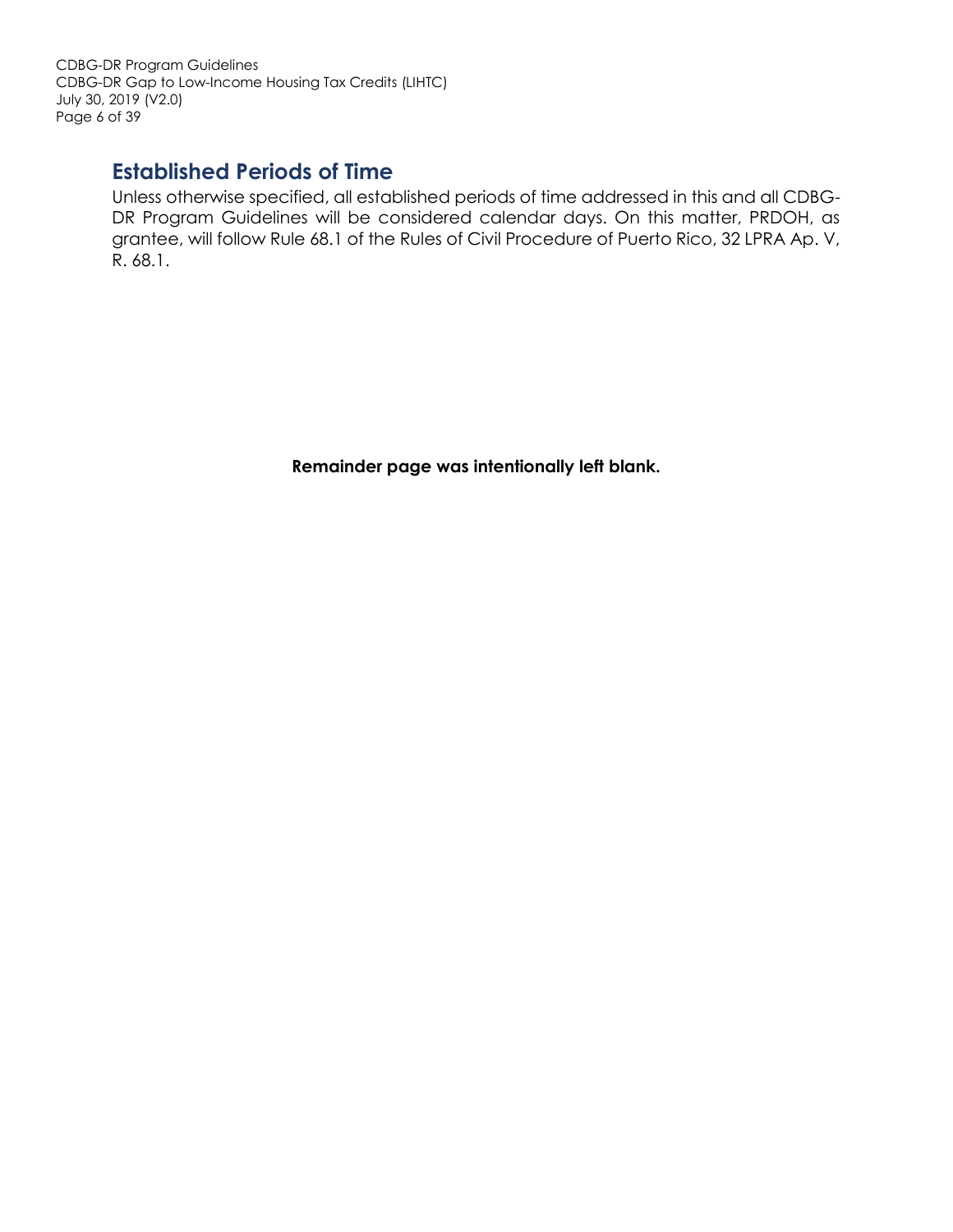## Established Periods of Time

Unless otherwise specified, all established periods of time addressed in this and all CDBG-DR Program Guidelines will be considered calendar days. On this matter, PRDOH, as grantee, will follow Rule 68.1 of the Rules of Civil Procedure of Puerto Rico, 32 LPRA Ap. V, R. 68.1.

**Remainder page was intentionally left blank.**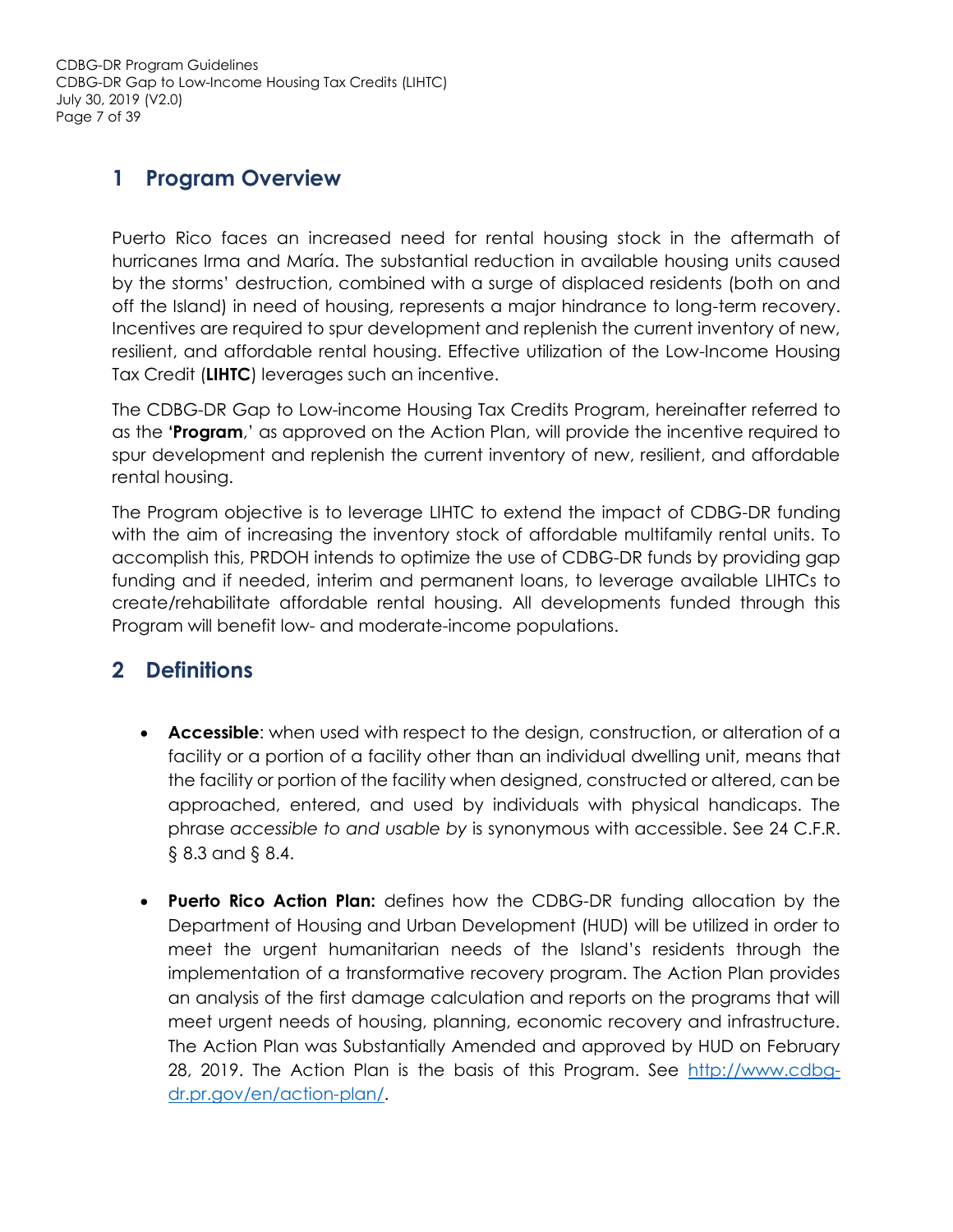# 1 Program Overview

Puerto Rico faces an increased need for rental housing stock in the aftermath of hurricanes Irma and María. The substantial reduction in available housing units caused by the storms' destruction, combined with a surge of displaced residents (both on and off the Island) in need of housing, represents a major hindrance to long-term recovery. Incentives are required to spur development and replenish the current inventory of new, resilient, and affordable rental housing. Effective utilization of the Low-Income Housing Tax Credit (**LIHTC**) leverages such an incentive.

The CDBG-DR Gap to Low-income Housing Tax Credits Program, hereinafter referred to as the '**Program**,' as approved on the Action Plan, will provide the incentive required to spur development and replenish the current inventory of new, resilient, and affordable rental housing.

The Program objective is to leverage LIHTC to extend the impact of CDBG-DR funding with the aim of increasing the inventory stock of affordable multifamily rental units. To accomplish this, PRDOH intends to optimize the use of CDBG-DR funds by providing gap funding and if needed, interim and permanent loans, to leverage available LIHTCs to create/rehabilitate affordable rental housing. All developments funded through this Program will benefit low- and moderate-income populations.

# 2 Definitions

- **Accessible**: when used with respect to the design, construction, or alteration of a facility or a portion of a facility other than an individual dwelling unit, means that the facility or portion of the facility when designed, constructed or altered, can be approached, entered, and used by individuals with physical handicaps. The phrase *accessible to and usable by* is synonymous with accessible. See 24 C.F.R. § 8.3 and § 8.4.

- **Puerto Rico Action Plan:** defines how the CDBG-DR funding allocation by the Department of Housing and Urban Development (HUD) will be utilized in order to meet the urgent humanitarian needs of the Island's residents through the implementation of a transformative recovery program. The Action Plan provides an analysis of the first damage calculation and reports on the programs that will meet urgent needs of housing, planning, economic recovery and infrastructure. The Action Plan was Substantially Amended and approved by HUD on February 28, 2019. The Action Plan is the basis of this Program. See [http://www.cdbg-dr.pr.gov/en/action-plan/](http://www.cdbg-dr.pr.gov/en/action-plan/).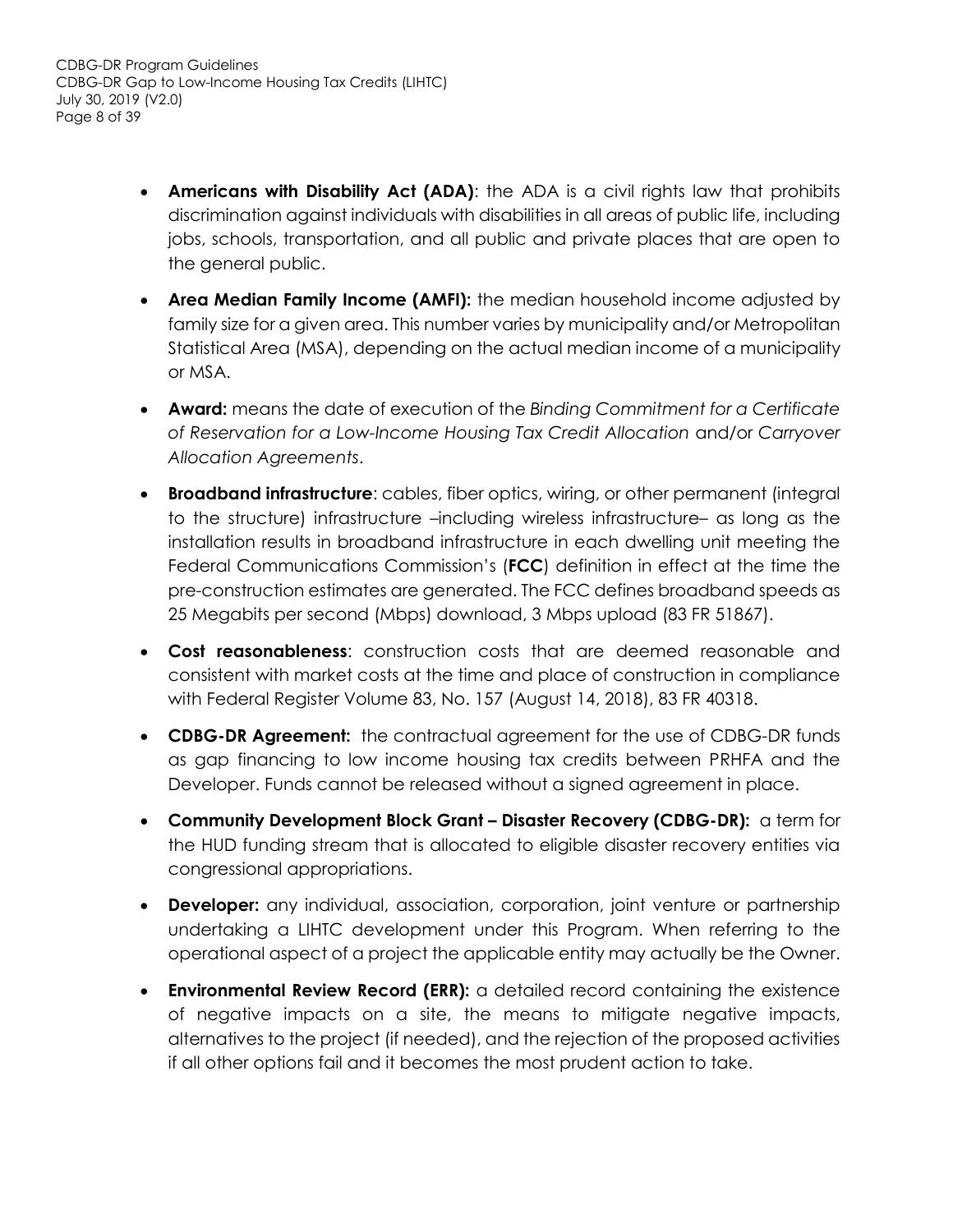- **Americans with Disability Act (ADA)**: the ADA is a civil rights law that prohibits discrimination against individuals with disabilities in all areas of public life, including jobs, schools, transportation, and all public and private places that are open to the general public.
- **Area Median Family Income (AMFI):** the median household income adjusted by family size for a given area. This number varies by municipality and/or Metropolitan Statistical Area (MSA), depending on the actual median income of a municipality or MSA.
- **Award:** means the date of execution of the *Binding Commitment for a Certificate of Reservation for a Low-Income Housing Tax Credit Allocation* and/or *Carryover Allocation Agreements*.
- **Broadband infrastructure**: cables, fiber optics, wiring, or other permanent (integral to the structure) infrastructure –including wireless infrastructure– as long as the installation results in broadband infrastructure in each dwelling unit meeting the Federal Communications Commission's (**FCC**) definition in effect at the time the pre-construction estimates are generated. The FCC defines broadband speeds as 25 Megabits per second (Mbps) download, 3 Mbps upload (83 FR 51867).
- **Cost reasonableness**: construction costs that are deemed reasonable and consistent with market costs at the time and place of construction in compliance with Federal Register Volume 83, No. 157 (August 14, 2018), 83 FR 40318.
- **CDBG-DR Agreement:** the contractual agreement for the use of CDBG-DR funds as gap financing to low income housing tax credits between PRHFA and the Developer. Funds cannot be released without a signed agreement in place.
- **Community Development Block Grant – Disaster Recovery (CDBG-DR):** a term for the HUD funding stream that is allocated to eligible disaster recovery entities via congressional appropriations.
- **Developer:** any individual, association, corporation, joint venture or partnership undertaking a LIHTC development under this Program. When referring to the operational aspect of a project the applicable entity may actually be the Owner.
- **Environmental Review Record (ERR):** a detailed record containing the existence of negative impacts on a site, the means to mitigate negative impacts, alternatives to the project (if needed), and the rejection of the proposed activities if all other options fail and it becomes the most prudent action to take.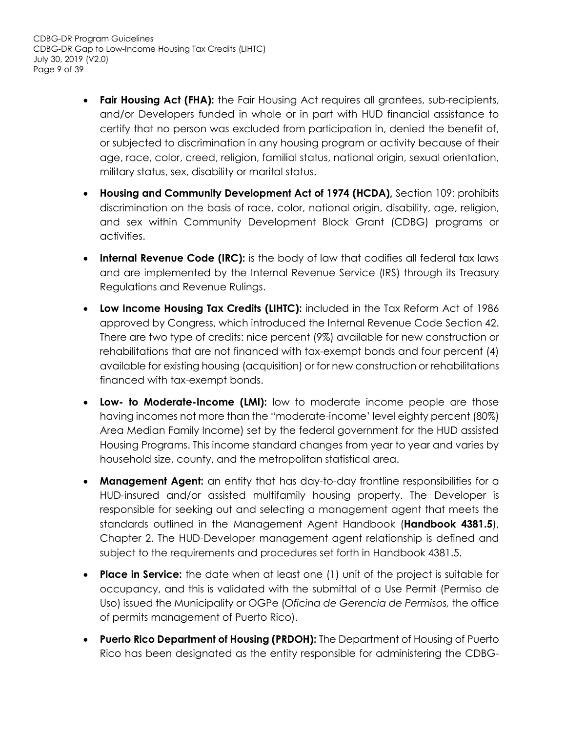- **Fair Housing Act (FHA):** the Fair Housing Act requires all grantees, sub-recipients, and/or Developers funded in whole or in part with HUD financial assistance to certify that no person was excluded from participation in, denied the benefit of, or subjected to discrimination in any housing program or activity because of their age, race, color, creed, religion, familial status, national origin, sexual orientation, military status, sex, disability or marital status.

- **Housing and Community Development Act of 1974 (HCDA),** Section 109: prohibits discrimination on the basis of race, color, national origin, disability, age, religion, and sex within Community Development Block Grant (CDBG) programs or activities.

- **Internal Revenue Code (IRC):** is the body of law that codifies all federal tax laws and are implemented by the Internal Revenue Service (IRS) through its Treasury Regulations and Revenue Rulings.

- **Low Income Housing Tax Credits (LIHTC):** included in the Tax Reform Act of 1986 approved by Congress, which introduced the Internal Revenue Code Section 42. There are two type of credits: nice percent (9%) available for new construction or rehabilitations that are not financed with tax-exempt bonds and four percent (4) available for existing housing (acquisition) or for new construction or rehabilitations financed with tax-exempt bonds.

- **Low- to Moderate-Income (LMI):** low to moderate income people are those having incomes not more than the "moderate-income' level eighty percent (80%) Area Median Family Income) set by the federal government for the HUD assisted Housing Programs. This income standard changes from year to year and varies by household size, county, and the metropolitan statistical area.

- **Management Agent:** an entity that has day-to-day frontline responsibilities for a HUD-insured and/or assisted multifamily housing property. The Developer is responsible for seeking out and selecting a management agent that meets the standards outlined in the Management Agent Handbook (**Handbook 4381.5**), Chapter 2. The HUD-Developer management agent relationship is defined and subject to the requirements and procedures set forth in Handbook 4381.5.

- **Place in Service:** the date when at least one (1) unit of the project is suitable for occupancy, and this is validated with the submittal of a Use Permit (Permiso de Uso) issued the Municipality or OGPe (*Oficina de Gerencia de Permisos,* the office of permits management of Puerto Rico).

- **Puerto Rico Department of Housing (PRDOH):** The Department of Housing of Puerto Rico has been designated as the entity responsible for administering the CDBG-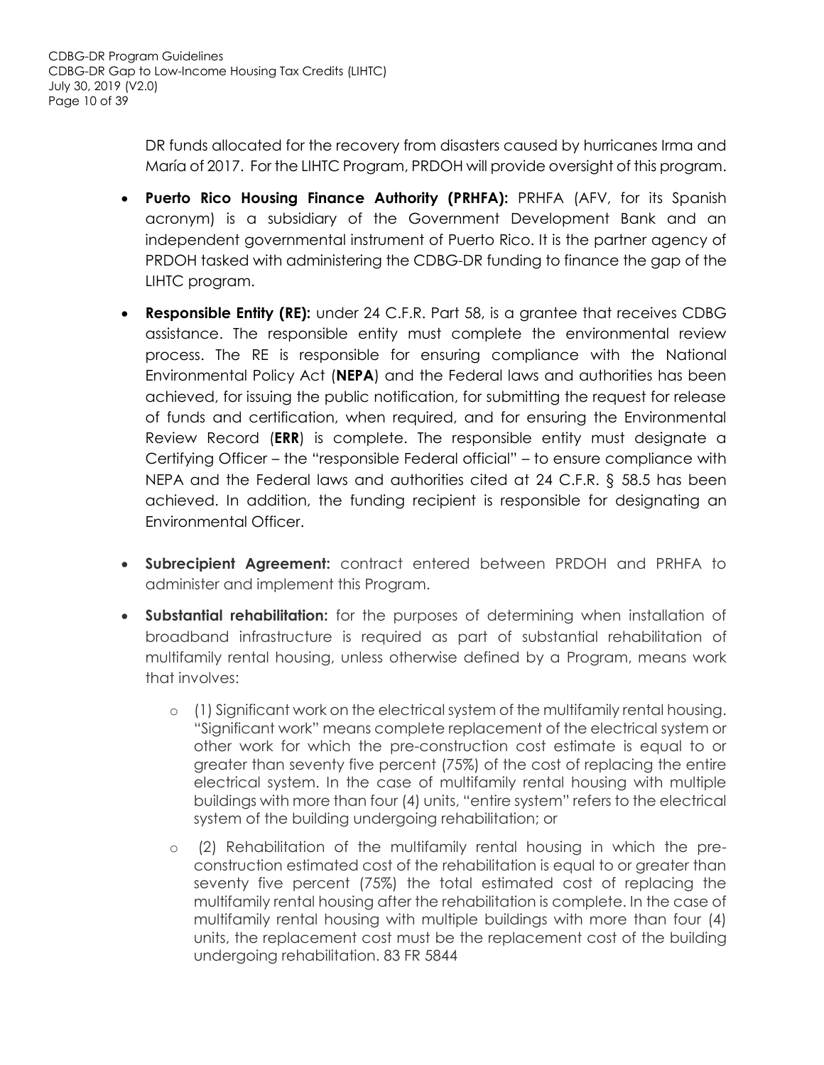DR funds allocated for the recovery from disasters caused by hurricanes Irma and María of 2017. For the LIHTC Program, PRDOH will provide oversight of this program.

- **Puerto Rico Housing Finance Authority (PRHFA):** PRHFA (AFV, for its Spanish acronym) is a subsidiary of the Government Development Bank and an independent governmental instrument of Puerto Rico. It is the partner agency of PRDOH tasked with administering the CDBG-DR funding to finance the gap of the LIHTC program.
- **Responsible Entity (RE):** under 24 C.F.R. Part 58, is a grantee that receives CDBG assistance. The responsible entity must complete the environmental review process. The RE is responsible for ensuring compliance with the National Environmental Policy Act (**NEPA**) and the Federal laws and authorities has been achieved, for issuing the public notification, for submitting the request for release of funds and certification, when required, and for ensuring the Environmental Review Record (**ERR**) is complete. The responsible entity must designate a Certifying Officer – the "responsible Federal official" – to ensure compliance with NEPA and the Federal laws and authorities cited at 24 C.F.R. § 58.5 has been achieved. In addition, the funding recipient is responsible for designating an Environmental Officer.
- **Subrecipient Agreement:** contract entered between PRDOH and PRHFA to administer and implement this Program.
- **Substantial rehabilitation:** for the purposes of determining when installation of broadband infrastructure is required as part of substantial rehabilitation of multifamily rental housing, unless otherwise defined by a Program, means work that involves:
  - (1) Significant work on the electrical system of the multifamily rental housing. "Significant work" means complete replacement of the electrical system or other work for which the pre-construction cost estimate is equal to or greater than seventy five percent (75%) of the cost of replacing the entire electrical system. In the case of multifamily rental housing with multiple buildings with more than four (4) units, "entire system" refers to the electrical system of the building undergoing rehabilitation; or
  - (2) Rehabilitation of the multifamily rental housing in which the pre-construction estimated cost of the rehabilitation is equal to or greater than seventy five percent (75%) the total estimated cost of replacing the multifamily rental housing after the rehabilitation is complete. In the case of multifamily rental housing with multiple buildings with more than four (4) units, the replacement cost must be the replacement cost of the building undergoing rehabilitation. 83 FR 5844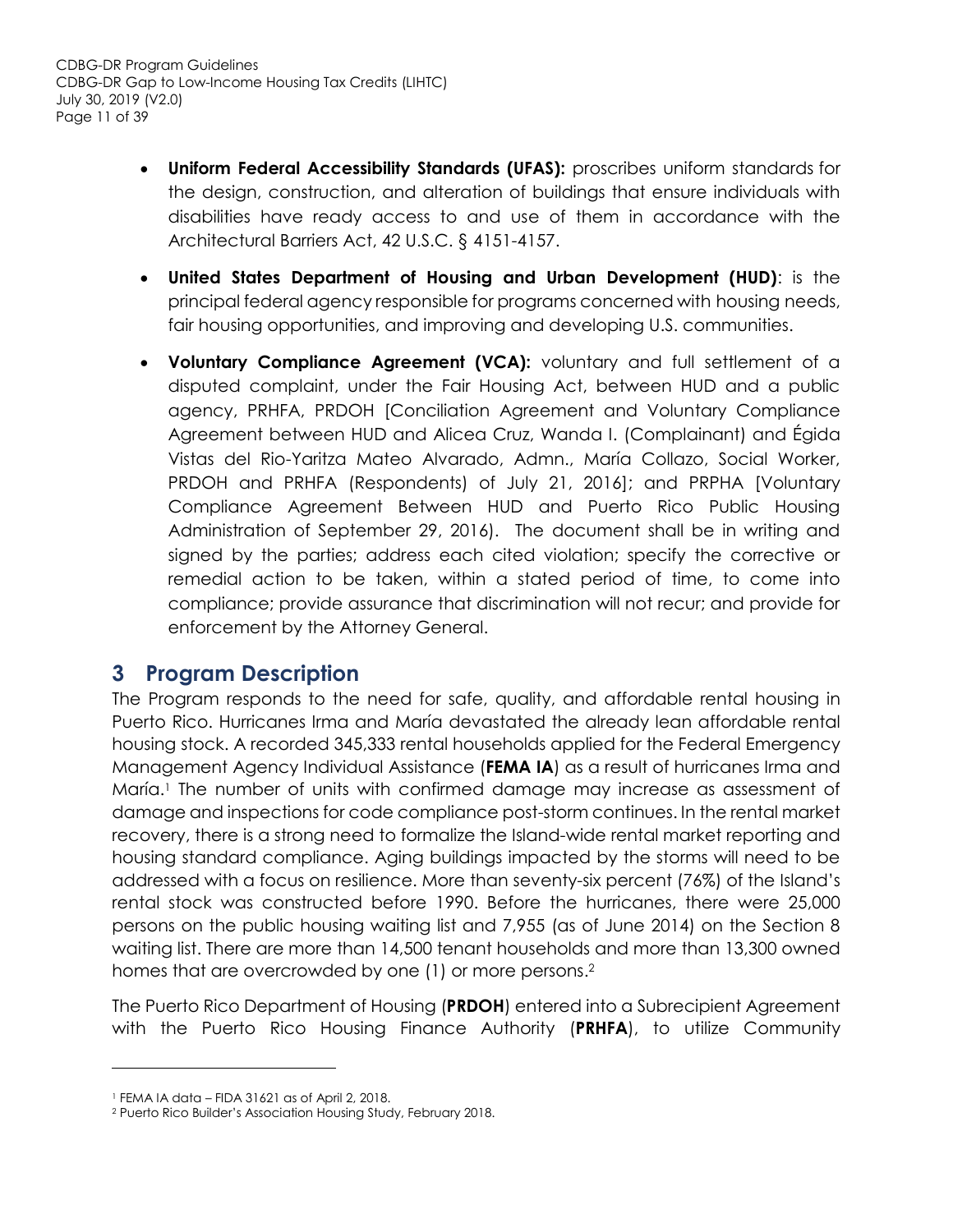- **Uniform Federal Accessibility Standards (UFAS):** proscribes uniform standards for the design, construction, and alteration of buildings that ensure individuals with disabilities have ready access to and use of them in accordance with the Architectural Barriers Act, 42 U.S.C. § 4151-4157.

- **United States Department of Housing and Urban Development (HUD)**: is the principal federal agency responsible for programs concerned with housing needs, fair housing opportunities, and improving and developing U.S. communities.

- **Voluntary Compliance Agreement (VCA):** voluntary and full settlement of a disputed complaint, under the Fair Housing Act, between HUD and a public agency, PRHFA, PRDOH [Conciliation Agreement and Voluntary Compliance Agreement between HUD and Alicea Cruz, Wanda I. (Complainant) and Égida Vistas del Rio-Yaritza Mateo Alvarado, Admn., María Collazo, Social Worker, PRDOH and PRHFA (Respondents) of July 21, 2016]; and PRPHA [Voluntary Compliance Agreement Between HUD and Puerto Rico Public Housing Administration of September 29, 2016). The document shall be in writing and signed by the parties; address each cited violation; specify the corrective or remedial action to be taken, within a stated period of time, to come into compliance; provide assurance that discrimination will not recur; and provide for enforcement by the Attorney General.

# 3 Program Description

The Program responds to the need for safe, quality, and affordable rental housing in Puerto Rico. Hurricanes Irma and María devastated the already lean affordable rental housing stock. A recorded 345,333 rental households applied for the Federal Emergency Management Agency Individual Assistance (**FEMA IA**) as a result of hurricanes Irma and María.[1] The number of units with confirmed damage may increase as assessment of damage and inspections for code compliance post-storm continues. In the rental market recovery, there is a strong need to formalize the Island-wide rental market reporting and housing standard compliance. Aging buildings impacted by the storms will need to be addressed with a focus on resilience. More than seventy-six percent (76%) of the Island's rental stock was constructed before 1990. Before the hurricanes, there were 25,000 persons on the public housing waiting list and 7,955 (as of June 2014) on the Section 8 waiting list. There are more than 14,500 tenant households and more than 13,300 owned homes that are overcrowded by one (1) or more persons.[2]

The Puerto Rico Department of Housing (**PRDOH**) entered into a Subrecipient Agreement with the Puerto Rico Housing Finance Authority (**PRHFA**), to utilize Community

---

[1] FEMA IA data – FIDA 31621 as of April 2, 2018.

[2] Puerto Rico Builder's Association Housing Study, February 2018.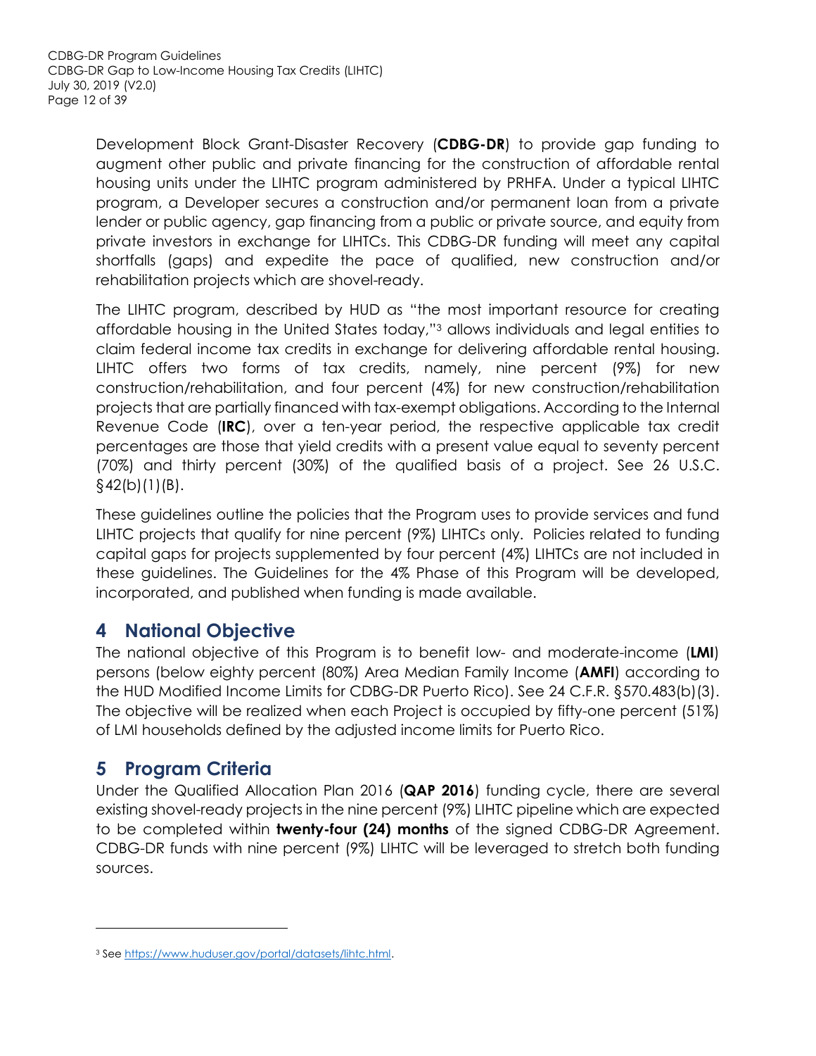Development Block Grant-Disaster Recovery (**CDBG-DR**) to provide gap funding to augment other public and private financing for the construction of affordable rental housing units under the LIHTC program administered by PRHFA. Under a typical LIHTC program, a Developer secures a construction and/or permanent loan from a private lender or public agency, gap financing from a public or private source, and equity from private investors in exchange for LIHTCs. This CDBG-DR funding will meet any capital shortfalls (gaps) and expedite the pace of qualified, new construction and/or rehabilitation projects which are shovel-ready.

The LIHTC program, described by HUD as "the most important resource for creating affordable housing in the United States today,"[3] allows individuals and legal entities to claim federal income tax credits in exchange for delivering affordable rental housing. LIHTC offers two forms of tax credits, namely, nine percent (9%) for new construction/rehabilitation, and four percent (4%) for new construction/rehabilitation projects that are partially financed with tax-exempt obligations. According to the Internal Revenue Code (**IRC**), over a ten-year period, the respective applicable tax credit percentages are those that yield credits with a present value equal to seventy percent (70%) and thirty percent (30%) of the qualified basis of a project. See 26 U.S.C. §42(b)(1)(B).

These guidelines outline the policies that the Program uses to provide services and fund LIHTC projects that qualify for nine percent (9%) LIHTCs only. Policies related to funding capital gaps for projects supplemented by four percent (4%) LIHTCs are not included in these guidelines. The Guidelines for the 4% Phase of this Program will be developed, incorporated, and published when funding is made available.

# 4 National Objective

The national objective of this Program is to benefit low- and moderate-income (**LMI**) persons (below eighty percent (80%) Area Median Family Income (**AMFI**) according to the HUD Modified Income Limits for CDBG-DR Puerto Rico). See 24 C.F.R. §570.483(b)(3). The objective will be realized when each Project is occupied by fifty-one percent (51%) of LMI households defined by the adjusted income limits for Puerto Rico.

# 5 Program Criteria

Under the Qualified Allocation Plan 2016 (**QAP 2016**) funding cycle, there are several existing shovel-ready projects in the nine percent (9%) LIHTC pipeline which are expected to be completed within **twenty-four (24) months** of the signed CDBG-DR Agreement. CDBG-DR funds with nine percent (9%) LIHTC will be leveraged to stretch both funding sources.

---

[3] See https://www.huduser.gov/portal/datasets/lihtc.html.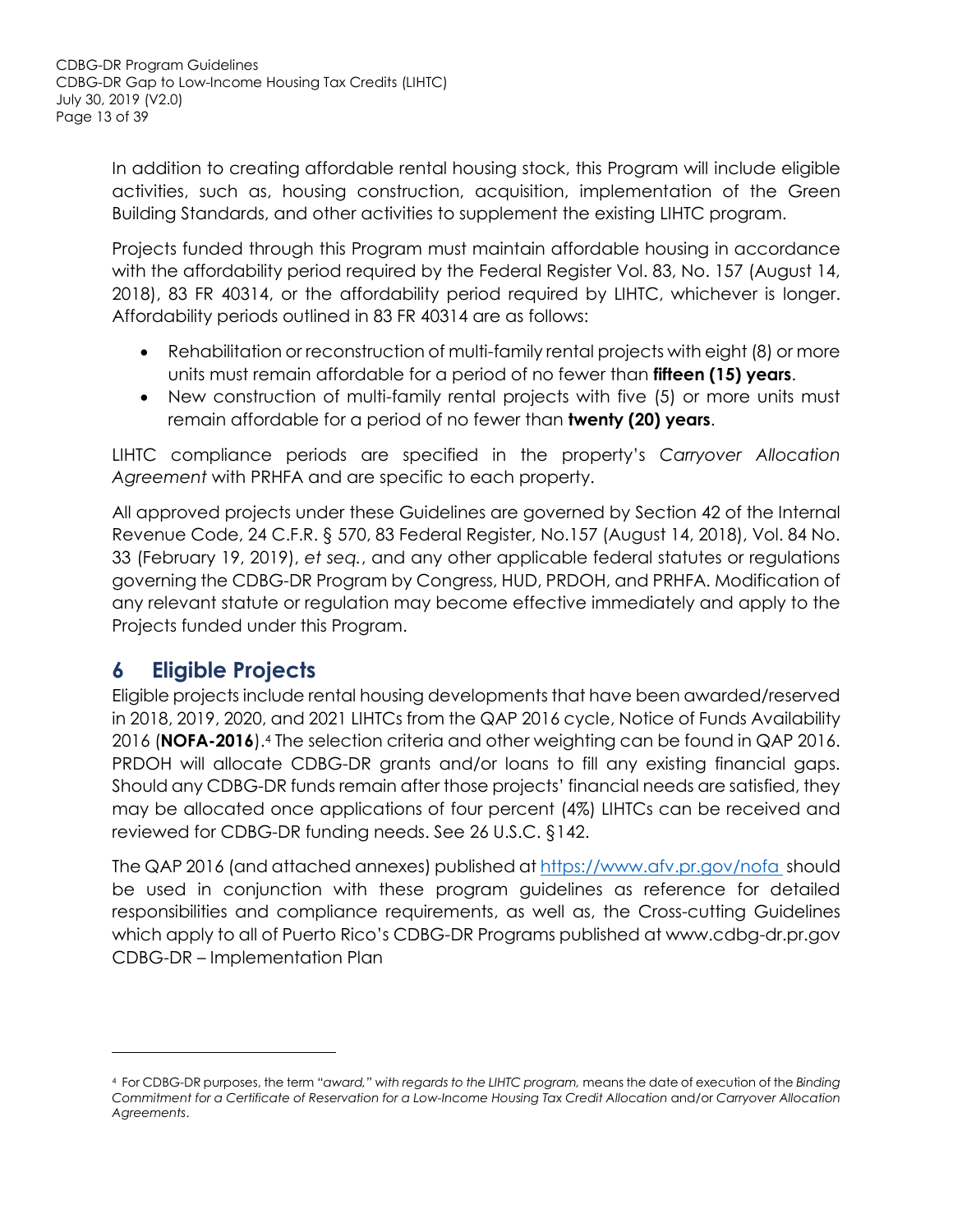In addition to creating affordable rental housing stock, this Program will include eligible activities, such as, housing construction, acquisition, implementation of the Green Building Standards, and other activities to supplement the existing LIHTC program.

Projects funded through this Program must maintain affordable housing in accordance with the affordability period required by the Federal Register Vol. 83, No. 157 (August 14, 2018), 83 FR 40314, or the affordability period required by LIHTC, whichever is longer. Affordability periods outlined in 83 FR 40314 are as follows:

- Rehabilitation or reconstruction of multi-family rental projects with eight (8) or more units must remain affordable for a period of no fewer than **fifteen (15) years**.
- New construction of multi-family rental projects with five (5) or more units must remain affordable for a period of no fewer than **twenty (20) years**.

LIHTC compliance periods are specified in the property's *Carryover Allocation Agreement* with PRHFA and are specific to each property.

All approved projects under these Guidelines are governed by Section 42 of the Internal Revenue Code, 24 C.F.R. § 570, 83 Federal Register, No.157 (August 14, 2018), Vol. 84 No. 33 (February 19, 2019), *et seq.*, and any other applicable federal statutes or regulations governing the CDBG-DR Program by Congress, HUD, PRDOH, and PRHFA. Modification of any relevant statute or regulation may become effective immediately and apply to the Projects funded under this Program.

## 6 Eligible Projects

Eligible projects include rental housing developments that have been awarded/reserved in 2018, 2019, 2020, and 2021 LIHTCs from the QAP 2016 cycle, Notice of Funds Availability 2016 (**NOFA-2016**).[4] The selection criteria and other weighting can be found in QAP 2016. PRDOH will allocate CDBG-DR grants and/or loans to fill any existing financial gaps. Should any CDBG-DR funds remain after those projects' financial needs are satisfied, they may be allocated once applications of four percent (4%) LIHTCs can be received and reviewed for CDBG-DR funding needs. See 26 U.S.C. §142.

The QAP 2016 (and attached annexes) published at https://www.afv.pr.gov/nofa should be used in conjunction with these program guidelines as reference for detailed responsibilities and compliance requirements, as well as, the Cross-cutting Guidelines which apply to all of Puerto Rico's CDBG-DR Programs published at www.cdbg-dr.pr.gov CDBG-DR – Implementation Plan

---

[4] For CDBG-DR purposes, the term "*award," with regards to the LIHTC program,* means the date of execution of the *Binding Commitment for a Certificate of Reservation for a Low-Income Housing Tax Credit Allocation* and/or *Carryover Allocation Agreements*.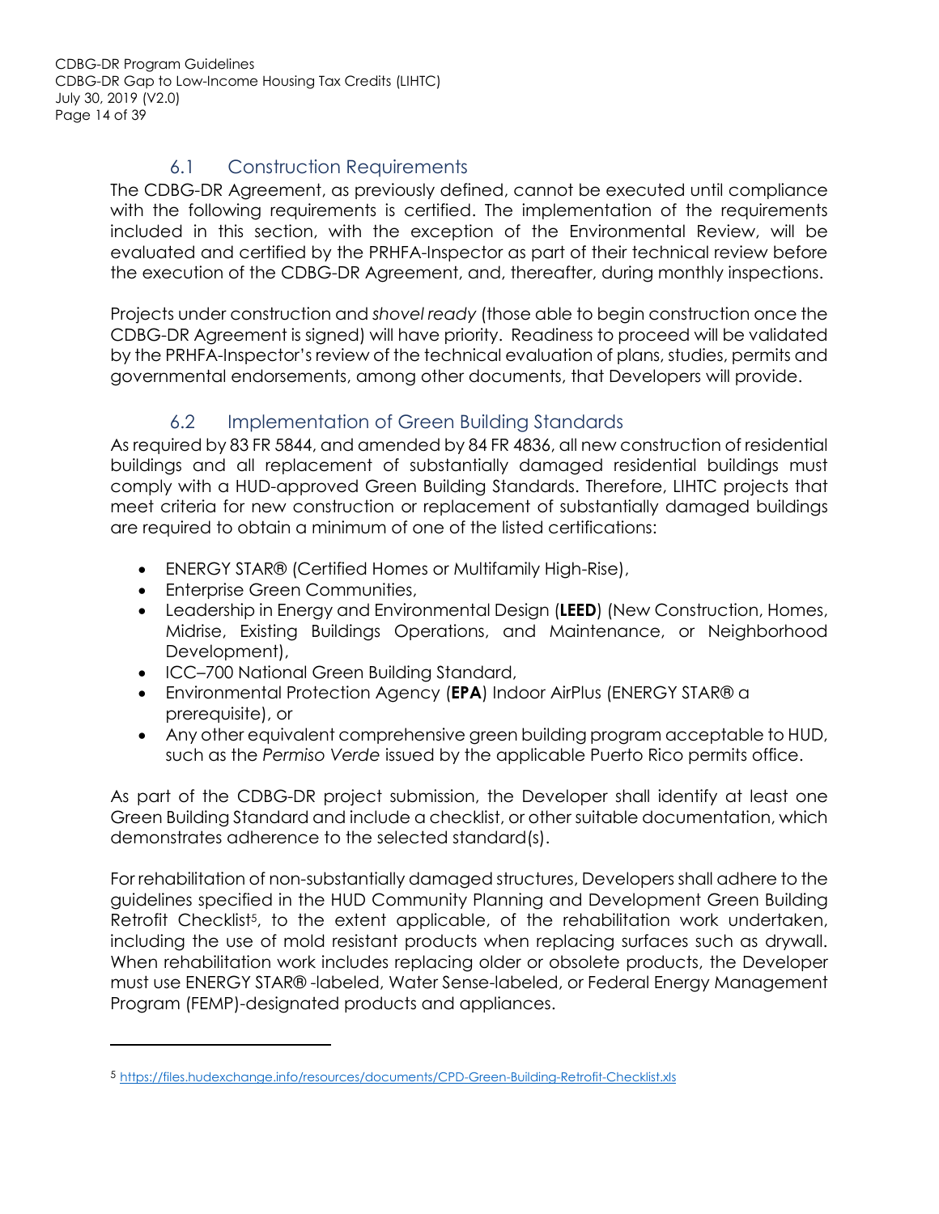## 6.1 Construction Requirements

The CDBG-DR Agreement, as previously defined, cannot be executed until compliance with the following requirements is certified. The implementation of the requirements included in this section, with the exception of the Environmental Review, will be evaluated and certified by the PRHFA-Inspector as part of their technical review before the execution of the CDBG-DR Agreement, and, thereafter, during monthly inspections.

Projects under construction and *shovel ready* (those able to begin construction once the CDBG-DR Agreement is signed) will have priority. Readiness to proceed will be validated by the PRHFA-Inspector's review of the technical evaluation of plans, studies, permits and governmental endorsements, among other documents, that Developers will provide.

## 6.2 Implementation of Green Building Standards

As required by 83 FR 5844, and amended by 84 FR 4836, all new construction of residential buildings and all replacement of substantially damaged residential buildings must comply with a HUD-approved Green Building Standards. Therefore, LIHTC projects that meet criteria for new construction or replacement of substantially damaged buildings are required to obtain a minimum of one of the listed certifications:

- ENERGY STAR® (Certified Homes or Multifamily High-Rise),
- Enterprise Green Communities,
- Leadership in Energy and Environmental Design (**LEED**) (New Construction, Homes, Midrise, Existing Buildings Operations, and Maintenance, or Neighborhood Development),
- ICC–700 National Green Building Standard,
- Environmental Protection Agency (**EPA**) Indoor AirPlus (ENERGY STAR® a prerequisite), or
- Any other equivalent comprehensive green building program acceptable to HUD, such as the *Permiso Verde* issued by the applicable Puerto Rico permits office.

As part of the CDBG-DR project submission, the Developer shall identify at least one Green Building Standard and include a checklist, or other suitable documentation, which demonstrates adherence to the selected standard(s).

For rehabilitation of non-substantially damaged structures, Developers shall adhere to the guidelines specified in the HUD Community Planning and Development Green Building Retrofit Checklist[5], to the extent applicable, of the rehabilitation work undertaken, including the use of mold resistant products when replacing surfaces such as drywall. When rehabilitation work includes replacing older or obsolete products, the Developer must use ENERGY STAR® -labeled, Water Sense-labeled, or Federal Energy Management Program (FEMP)-designated products and appliances.

[5] https://files.hudexchange.info/resources/documents/CPD-Green-Building-Retrofit-Checklist.xls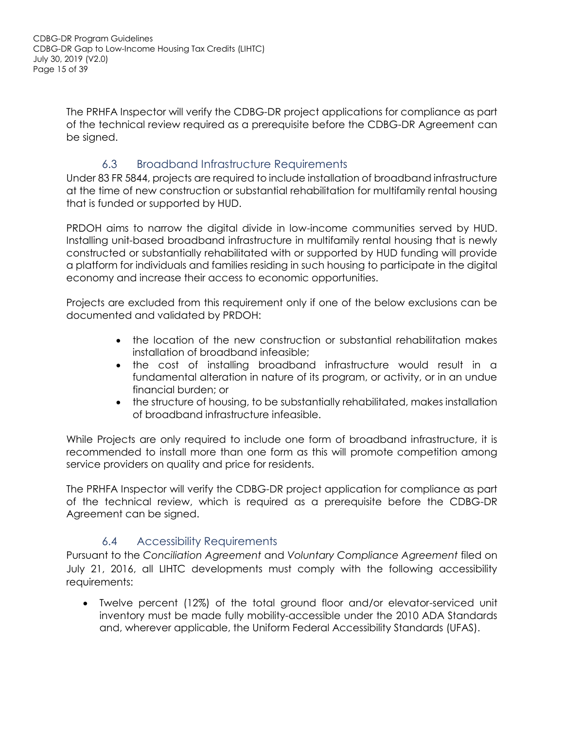The PRHFA Inspector will verify the CDBG-DR project applications for compliance as part of the technical review required as a prerequisite before the CDBG-DR Agreement can be signed.

### 6.3 Broadband Infrastructure Requirements

Under 83 FR 5844, projects are required to include installation of broadband infrastructure at the time of new construction or substantial rehabilitation for multifamily rental housing that is funded or supported by HUD.

PRDOH aims to narrow the digital divide in low-income communities served by HUD. Installing unit-based broadband infrastructure in multifamily rental housing that is newly constructed or substantially rehabilitated with or supported by HUD funding will provide a platform for individuals and families residing in such housing to participate in the digital economy and increase their access to economic opportunities.

Projects are excluded from this requirement only if one of the below exclusions can be documented and validated by PRDOH:

- the location of the new construction or substantial rehabilitation makes installation of broadband infeasible;
- the cost of installing broadband infrastructure would result in a fundamental alteration in nature of its program, or activity, or in an undue financial burden; or
- the structure of housing, to be substantially rehabilitated, makes installation of broadband infrastructure infeasible.

While Projects are only required to include one form of broadband infrastructure, it is recommended to install more than one form as this will promote competition among service providers on quality and price for residents.

The PRHFA Inspector will verify the CDBG-DR project application for compliance as part of the technical review, which is required as a prerequisite before the CDBG-DR Agreement can be signed.

### 6.4 Accessibility Requirements

Pursuant to the *Conciliation Agreement* and *Voluntary Compliance Agreement* filed on July 21, 2016, all LIHTC developments must comply with the following accessibility requirements:

- Twelve percent (12%) of the total ground floor and/or elevator-serviced unit inventory must be made fully mobility-accessible under the 2010 ADA Standards and, wherever applicable, the Uniform Federal Accessibility Standards (UFAS).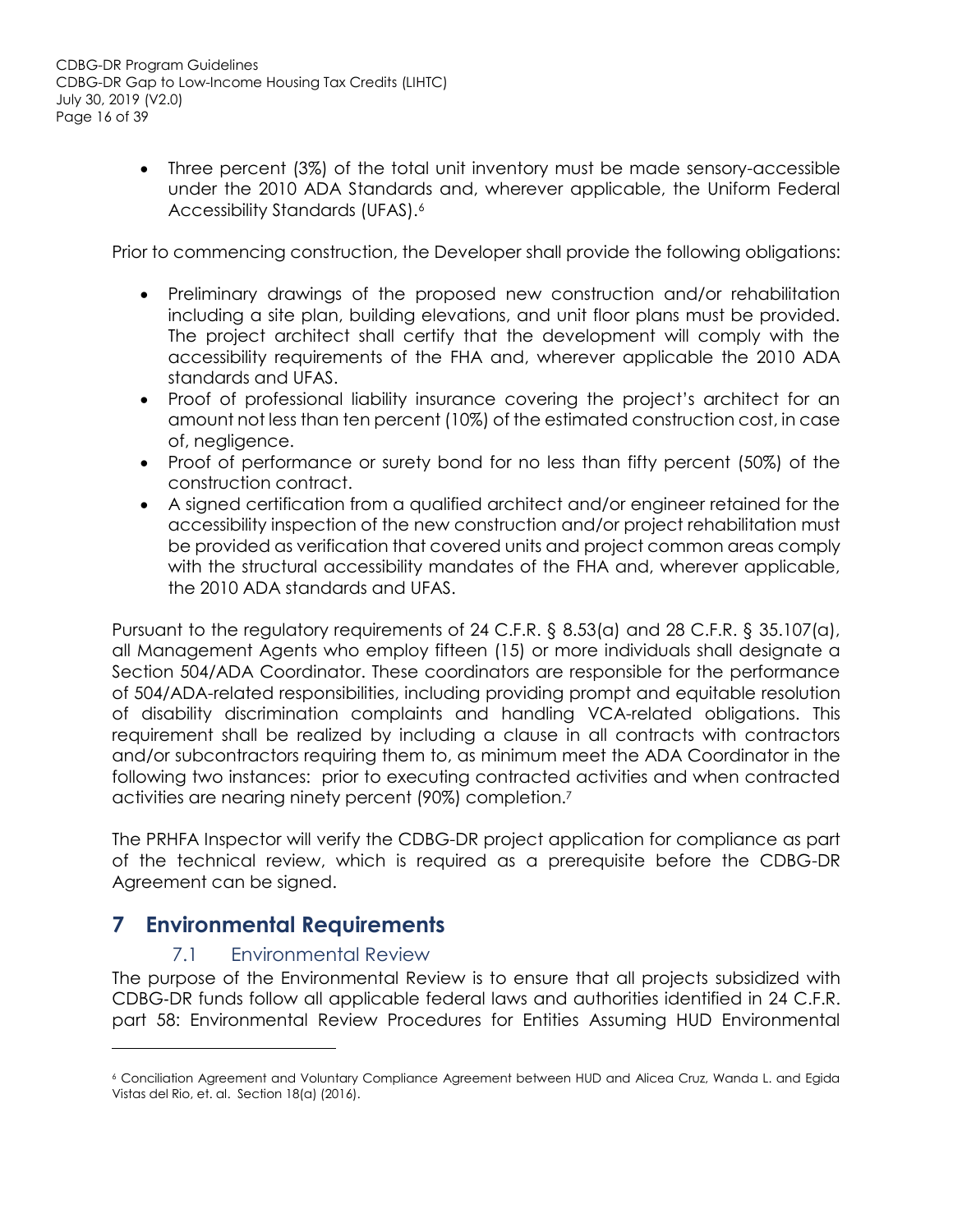- Three percent (3%) of the total unit inventory must be made sensory-accessible under the 2010 ADA Standards and, wherever applicable, the Uniform Federal Accessibility Standards (UFAS).[6]

Prior to commencing construction, the Developer shall provide the following obligations:

- Preliminary drawings of the proposed new construction and/or rehabilitation including a site plan, building elevations, and unit floor plans must be provided. The project architect shall certify that the development will comply with the accessibility requirements of the FHA and, wherever applicable the 2010 ADA standards and UFAS.
- Proof of professional liability insurance covering the project's architect for an amount not less than ten percent (10%) of the estimated construction cost, in case of, negligence.
- Proof of performance or surety bond for no less than fifty percent (50%) of the construction contract.
- A signed certification from a qualified architect and/or engineer retained for the accessibility inspection of the new construction and/or project rehabilitation must be provided as verification that covered units and project common areas comply with the structural accessibility mandates of the FHA and, wherever applicable, the 2010 ADA standards and UFAS.

Pursuant to the regulatory requirements of 24 C.F.R. § 8.53(a) and 28 C.F.R. § 35.107(a), all Management Agents who employ fifteen (15) or more individuals shall designate a Section 504/ADA Coordinator. These coordinators are responsible for the performance of 504/ADA-related responsibilities, including providing prompt and equitable resolution of disability discrimination complaints and handling VCA-related obligations. This requirement shall be realized by including a clause in all contracts with contractors and/or subcontractors requiring them to, as minimum meet the ADA Coordinator in the following two instances: prior to executing contracted activities and when contracted activities are nearing ninety percent (90%) completion.[7]

The PRHFA Inspector will verify the CDBG-DR project application for compliance as part of the technical review, which is required as a prerequisite before the CDBG-DR Agreement can be signed.

# 7 Environmental Requirements

## 7.1 Environmental Review

The purpose of the Environmental Review is to ensure that all projects subsidized with CDBG-DR funds follow all applicable federal laws and authorities identified in 24 C.F.R. part 58: Environmental Review Procedures for Entities Assuming HUD Environmental

[6] Conciliation Agreement and Voluntary Compliance Agreement between HUD and Alicea Cruz, Wanda L. and Egida Vistas del Rio, et. al. Section 18(a) (2016).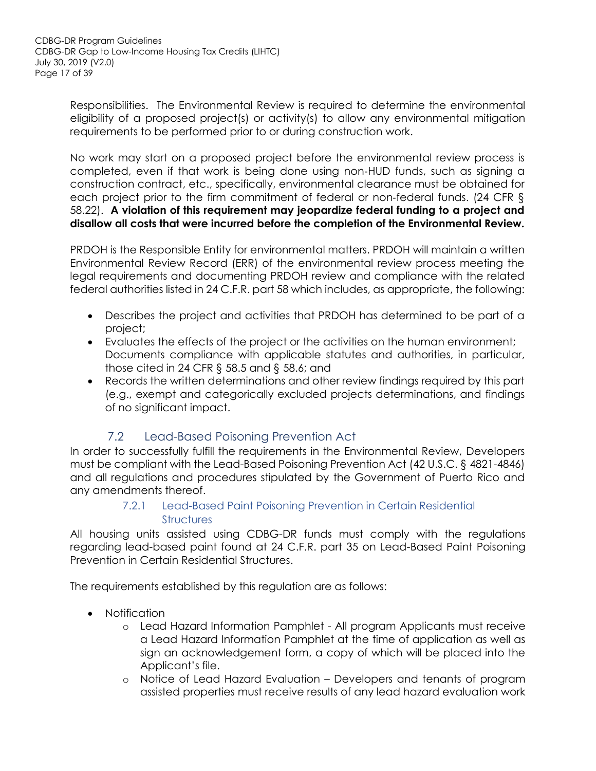Responsibilities. The Environmental Review is required to determine the environmental eligibility of a proposed project(s) or activity(s) to allow any environmental mitigation requirements to be performed prior to or during construction work.

No work may start on a proposed project before the environmental review process is completed, even if that work is being done using non-HUD funds, such as signing a construction contract, etc., specifically, environmental clearance must be obtained for each project prior to the firm commitment of federal or non-federal funds. (24 CFR § 58.22). **A violation of this requirement may jeopardize federal funding to a project and disallow all costs that were incurred before the completion of the Environmental Review.**

PRDOH is the Responsible Entity for environmental matters. PRDOH will maintain a written Environmental Review Record (ERR) of the environmental review process meeting the legal requirements and documenting PRDOH review and compliance with the related federal authorities listed in 24 C.F.R. part 58 which includes, as appropriate, the following:

- Describes the project and activities that PRDOH has determined to be part of a project;
- Evaluates the effects of the project or the activities on the human environment; Documents compliance with applicable statutes and authorities, in particular, those cited in 24 CFR § 58.5 and § 58.6; and
- Records the written determinations and other review findings required by this part (e.g., exempt and categorically excluded projects determinations, and findings of no significant impact.

## 7.2 Lead-Based Poisoning Prevention Act

In order to successfully fulfill the requirements in the Environmental Review, Developers must be compliant with the Lead-Based Poisoning Prevention Act (42 U.S.C. § 4821-4846) and all regulations and procedures stipulated by the Government of Puerto Rico and any amendments thereof.

### 7.2.1 Lead-Based Paint Poisoning Prevention in Certain Residential Structures

All housing units assisted using CDBG-DR funds must comply with the regulations regarding lead-based paint found at 24 C.F.R. part 35 on Lead-Based Paint Poisoning Prevention in Certain Residential Structures.

The requirements established by this regulation are as follows:

- Notification
    - Lead Hazard Information Pamphlet - All program Applicants must receive a Lead Hazard Information Pamphlet at the time of application as well as sign an acknowledgement form, a copy of which will be placed into the Applicant's file.
    - Notice of Lead Hazard Evaluation – Developers and tenants of program assisted properties must receive results of any lead hazard evaluation work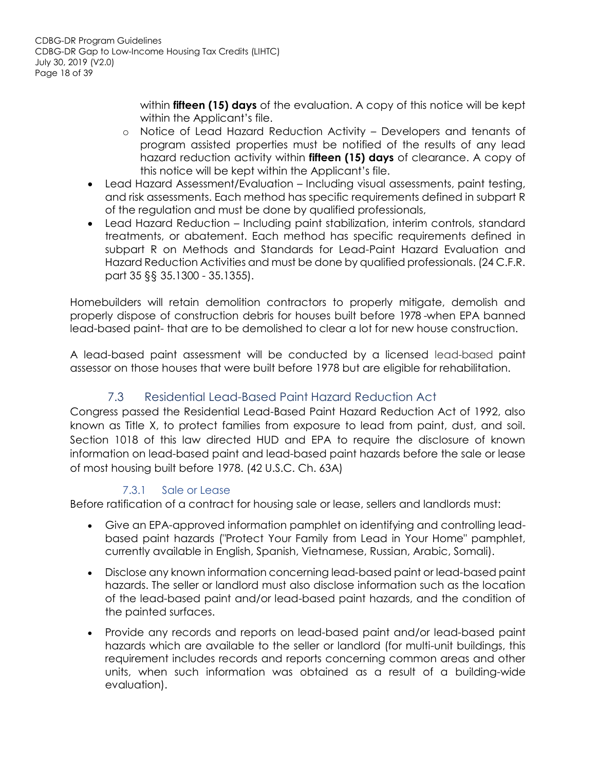within **fifteen (15) days** of the evaluation. A copy of this notice will be kept within the Applicant's file.

  - Notice of Lead Hazard Reduction Activity – Developers and tenants of program assisted properties must be notified of the results of any lead hazard reduction activity within **fifteen (15) days** of clearance. A copy of this notice will be kept within the Applicant's file.

- Lead Hazard Assessment/Evaluation – Including visual assessments, paint testing, and risk assessments. Each method has specific requirements defined in subpart R of the regulation and must be done by qualified professionals,
- Lead Hazard Reduction – Including paint stabilization, interim controls, standard treatments, or abatement. Each method has specific requirements defined in subpart R on Methods and Standards for Lead-Paint Hazard Evaluation and Hazard Reduction Activities and must be done by qualified professionals. (24 C.F.R. part 35 §§ 35.1300 - 35.1355).

Homebuilders will retain demolition contractors to properly mitigate, demolish and properly dispose of construction debris for houses built before 1978 -when EPA banned lead-based paint- that are to be demolished to clear a lot for new house construction.

A lead-based paint assessment will be conducted by a licensed lead-based paint assessor on those houses that were built before 1978 but are eligible for rehabilitation.

## 7.3 Residential Lead-Based Paint Hazard Reduction Act

Congress passed the Residential Lead-Based Paint Hazard Reduction Act of 1992, also known as Title X, to protect families from exposure to lead from paint, dust, and soil. Section 1018 of this law directed HUD and EPA to require the disclosure of known information on lead-based paint and lead-based paint hazards before the sale or lease of most housing built before 1978. (42 U.S.C. Ch. 63A)

### 7.3.1 Sale or Lease

Before ratification of a contract for housing sale or lease, sellers and landlords must:

- Give an EPA-approved information pamphlet on identifying and controlling lead-based paint hazards ("Protect Your Family from Lead in Your Home" pamphlet, currently available in English, Spanish, Vietnamese, Russian, Arabic, Somali).
- Disclose any known information concerning lead-based paint or lead-based paint hazards. The seller or landlord must also disclose information such as the location of the lead-based paint and/or lead-based paint hazards, and the condition of the painted surfaces.
- Provide any records and reports on lead-based paint and/or lead-based paint hazards which are available to the seller or landlord (for multi-unit buildings, this requirement includes records and reports concerning common areas and other units, when such information was obtained as a result of a building-wide evaluation).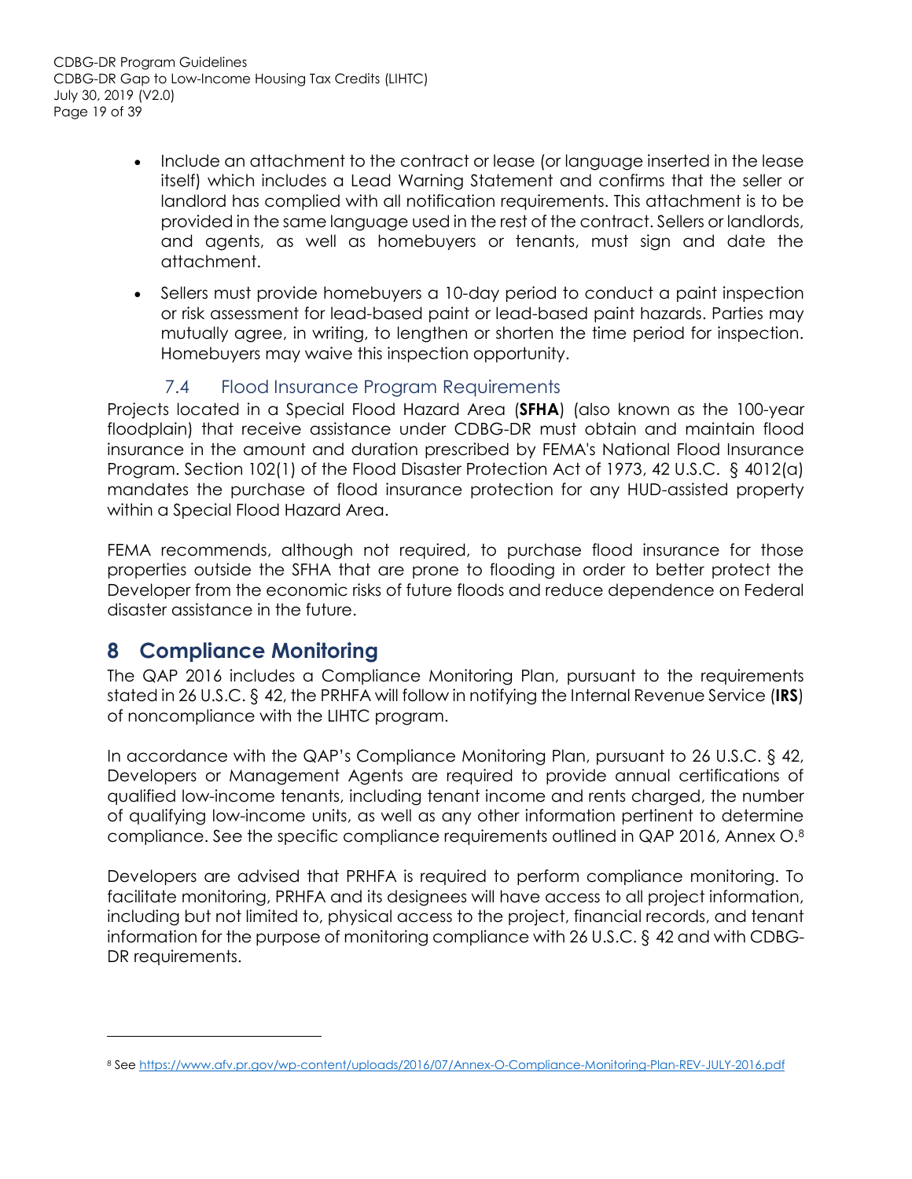- Include an attachment to the contract or lease (or language inserted in the lease itself) which includes a Lead Warning Statement and confirms that the seller or landlord has complied with all notification requirements. This attachment is to be provided in the same language used in the rest of the contract. Sellers or landlords, and agents, as well as homebuyers or tenants, must sign and date the attachment.
- Sellers must provide homebuyers a 10-day period to conduct a paint inspection or risk assessment for lead-based paint or lead-based paint hazards. Parties may mutually agree, in writing, to lengthen or shorten the time period for inspection. Homebuyers may waive this inspection opportunity.

### 7.4 Flood Insurance Program Requirements

Projects located in a Special Flood Hazard Area (**SFHA**) (also known as the 100-year floodplain) that receive assistance under CDBG-DR must obtain and maintain flood insurance in the amount and duration prescribed by FEMA's National Flood Insurance Program. Section 102(1) of the Flood Disaster Protection Act of 1973, 42 U.S.C. § 4012(a) mandates the purchase of flood insurance protection for any HUD-assisted property within a Special Flood Hazard Area.

FEMA recommends, although not required, to purchase flood insurance for those properties outside the SFHA that are prone to flooding in order to better protect the Developer from the economic risks of future floods and reduce dependence on Federal disaster assistance in the future.

## 8 Compliance Monitoring

The QAP 2016 includes a Compliance Monitoring Plan, pursuant to the requirements stated in 26 U.S.C. § 42, the PRHFA will follow in notifying the Internal Revenue Service (**IRS**) of noncompliance with the LIHTC program.

In accordance with the QAP's Compliance Monitoring Plan, pursuant to 26 U.S.C. § 42, Developers or Management Agents are required to provide annual certifications of qualified low-income tenants, including tenant income and rents charged, the number of qualifying low-income units, as well as any other information pertinent to determine compliance. See the specific compliance requirements outlined in QAP 2016, Annex O.[8]

Developers are advised that PRHFA is required to perform compliance monitoring. To facilitate monitoring, PRHFA and its designees will have access to all project information, including but not limited to, physical access to the project, financial records, and tenant information for the purpose of monitoring compliance with 26 U.S.C. § 42 and with CDBG-DR requirements.

---

[8] See https://www.afv.pr.gov/wp-content/uploads/2016/07/Annex-O-Compliance-Monitoring-Plan-REV-JULY-2016.pdf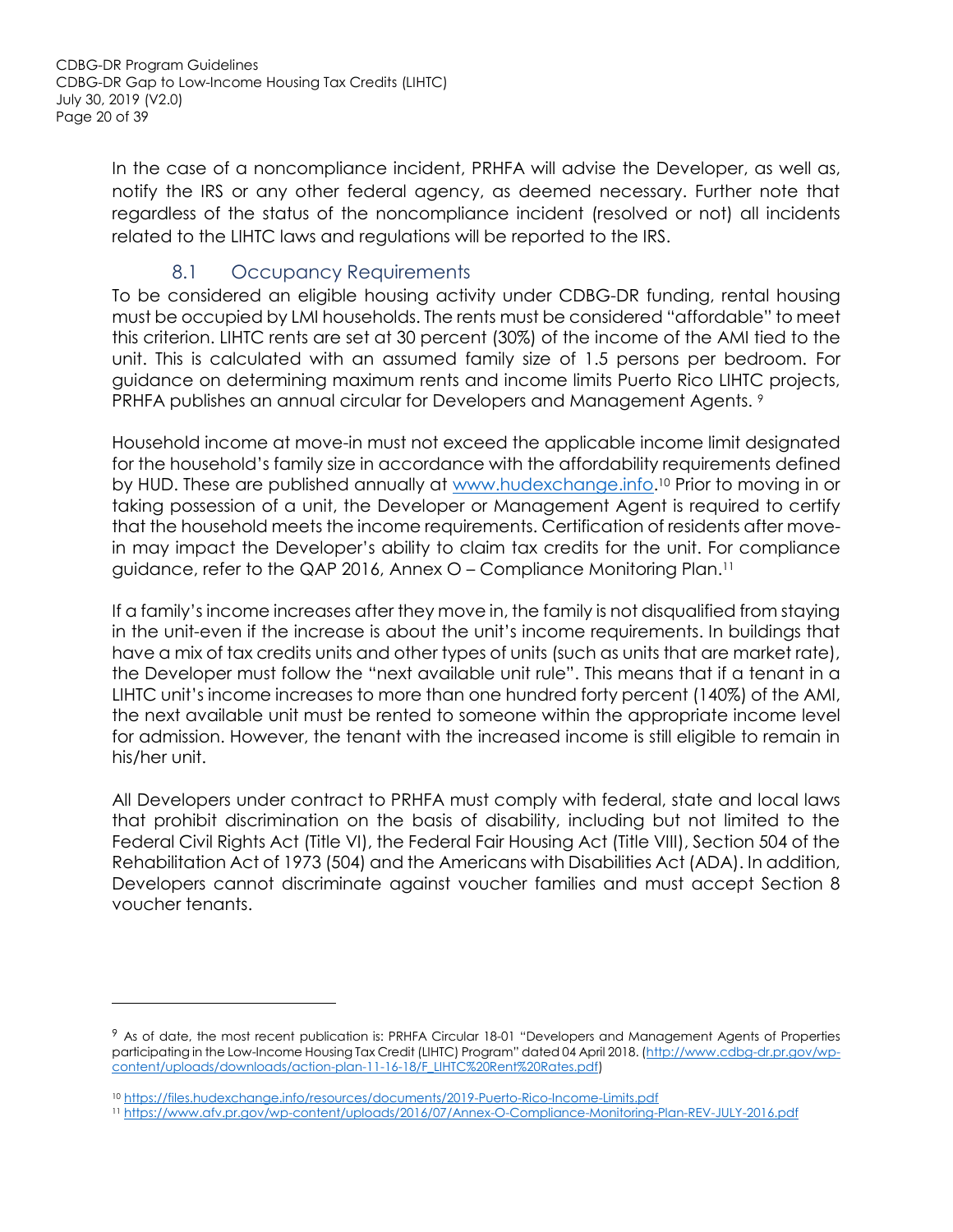In the case of a noncompliance incident, PRHFA will advise the Developer, as well as, notify the IRS or any other federal agency, as deemed necessary. Further note that regardless of the status of the noncompliance incident (resolved or not) all incidents related to the LIHTC laws and regulations will be reported to the IRS.

## 8.1 Occupancy Requirements

To be considered an eligible housing activity under CDBG-DR funding, rental housing must be occupied by LMI households. The rents must be considered "affordable" to meet this criterion. LIHTC rents are set at 30 percent (30%) of the income of the AMI tied to the unit. This is calculated with an assumed family size of 1.5 persons per bedroom. For guidance on determining maximum rents and income limits Puerto Rico LIHTC projects, PRHFA publishes an annual circular for Developers and Management Agents. [9]

Household income at move-in must not exceed the applicable income limit designated for the household's family size in accordance with the affordability requirements defined by HUD. These are published annually at www.hudexchange.info.[10] Prior to moving in or taking possession of a unit, the Developer or Management Agent is required to certify that the household meets the income requirements. Certification of residents after move-in may impact the Developer's ability to claim tax credits for the unit. For compliance guidance, refer to the QAP 2016, Annex O – Compliance Monitoring Plan.[11]

If a family's income increases after they move in, the family is not disqualified from staying in the unit-even if the increase is about the unit's income requirements. In buildings that have a mix of tax credits units and other types of units (such as units that are market rate), the Developer must follow the "next available unit rule". This means that if a tenant in a LIHTC unit's income increases to more than one hundred forty percent (140%) of the AMI, the next available unit must be rented to someone within the appropriate income level for admission. However, the tenant with the increased income is still eligible to remain in his/her unit.

All Developers under contract to PRHFA must comply with federal, state and local laws that prohibit discrimination on the basis of disability, including but not limited to the Federal Civil Rights Act (Title VI), the Federal Fair Housing Act (Title VIII), Section 504 of the Rehabilitation Act of 1973 (504) and the Americans with Disabilities Act (ADA). In addition, Developers cannot discriminate against voucher families and must accept Section 8 voucher tenants.

---

[9] As of date, the most recent publication is: PRHFA Circular 18-01 "Developers and Management Agents of Properties participating in the Low-Income Housing Tax Credit (LIHTC) Program" dated 04 April 2018. (http://www.cdbg-dr.pr.gov/wp-content/uploads/downloads/action-plan-11-16-18/F_LIHTC%20Rent%20Rates.pdf)

[10] https://files.hudexchange.info/resources/documents/2019-Puerto-Rico-Income-Limits.pdf

[11] https://www.afv.pr.gov/wp-content/uploads/2016/07/Annex-O-Compliance-Monitoring-Plan-REV-JULY-2016.pdf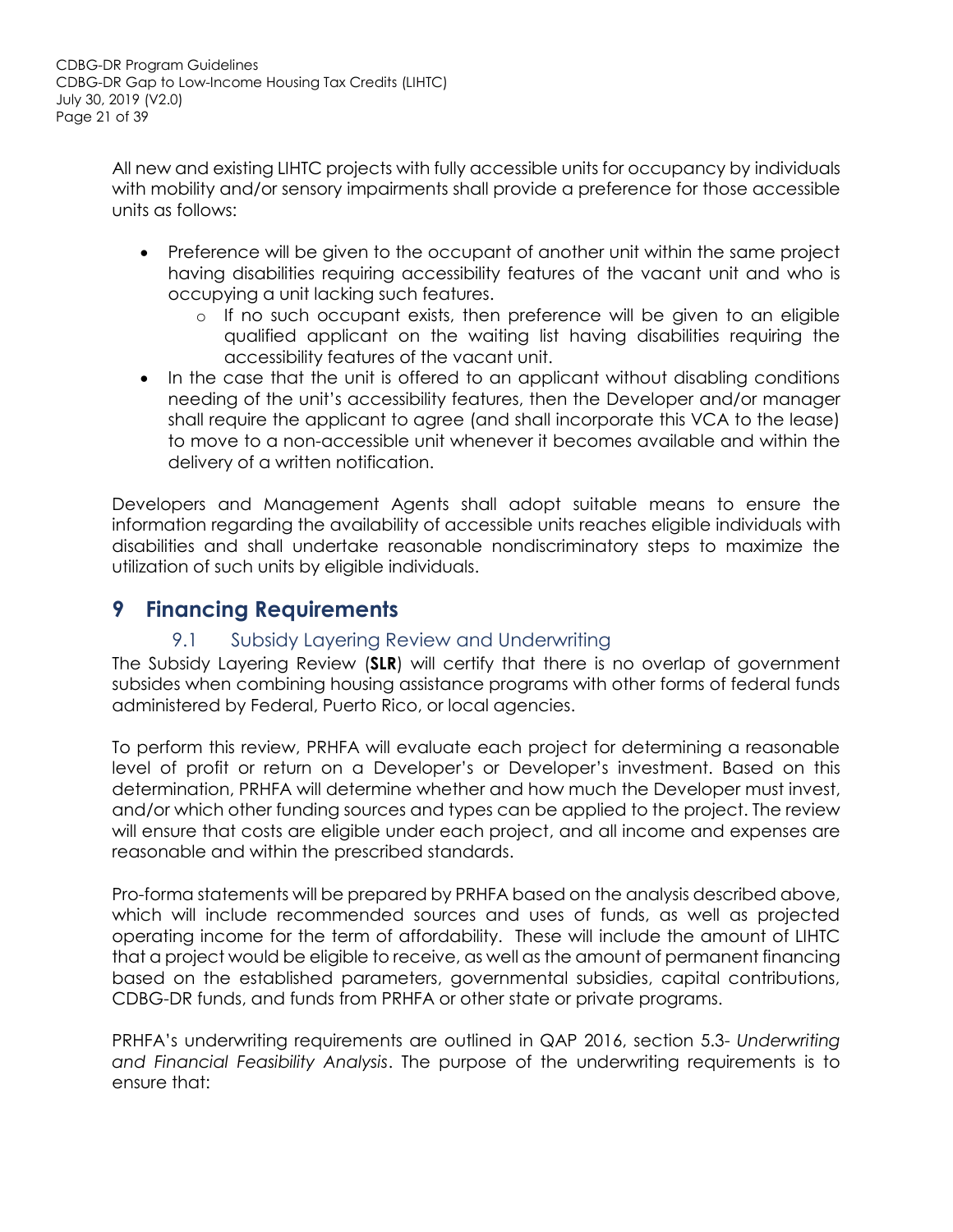All new and existing LIHTC projects with fully accessible units for occupancy by individuals with mobility and/or sensory impairments shall provide a preference for those accessible units as follows:

- Preference will be given to the occupant of another unit within the same project having disabilities requiring accessibility features of the vacant unit and who is occupying a unit lacking such features.
    - If no such occupant exists, then preference will be given to an eligible qualified applicant on the waiting list having disabilities requiring the accessibility features of the vacant unit.
- In the case that the unit is offered to an applicant without disabling conditions needing of the unit's accessibility features, then the Developer and/or manager shall require the applicant to agree (and shall incorporate this VCA to the lease) to move to a non-accessible unit whenever it becomes available and within the delivery of a written notification.

Developers and Management Agents shall adopt suitable means to ensure the information regarding the availability of accessible units reaches eligible individuals with disabilities and shall undertake reasonable nondiscriminatory steps to maximize the utilization of such units by eligible individuals.

# 9 Financing Requirements

## 9.1 Subsidy Layering Review and Underwriting

The Subsidy Layering Review (**SLR**) will certify that there is no overlap of government subsides when combining housing assistance programs with other forms of federal funds administered by Federal, Puerto Rico, or local agencies.

To perform this review, PRHFA will evaluate each project for determining a reasonable level of profit or return on a Developer's or Developer's investment. Based on this determination, PRHFA will determine whether and how much the Developer must invest, and/or which other funding sources and types can be applied to the project. The review will ensure that costs are eligible under each project, and all income and expenses are reasonable and within the prescribed standards.

Pro-forma statements will be prepared by PRHFA based on the analysis described above, which will include recommended sources and uses of funds, as well as projected operating income for the term of affordability. These will include the amount of LIHTC that a project would be eligible to receive, as well as the amount of permanent financing based on the established parameters, governmental subsidies, capital contributions, CDBG-DR funds, and funds from PRHFA or other state or private programs.

PRHFA's underwriting requirements are outlined in QAP 2016, section 5.3- *Underwriting and Financial Feasibility Analysis*. The purpose of the underwriting requirements is to ensure that: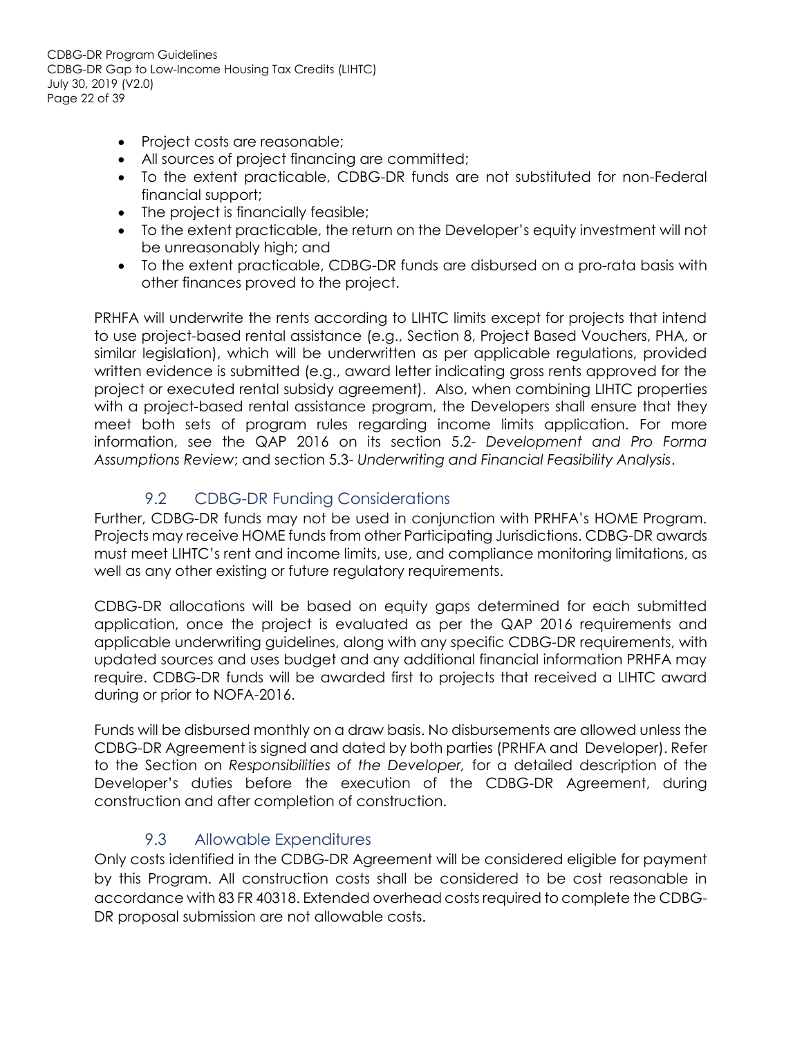- Project costs are reasonable;
- All sources of project financing are committed;
- To the extent practicable, CDBG-DR funds are not substituted for non-Federal financial support;
- The project is financially feasible;
- To the extent practicable, the return on the Developer's equity investment will not be unreasonably high; and
- To the extent practicable, CDBG-DR funds are disbursed on a pro-rata basis with other finances proved to the project.

PRHFA will underwrite the rents according to LIHTC limits except for projects that intend to use project-based rental assistance (e.g., Section 8, Project Based Vouchers, PHA, or similar legislation), which will be underwritten as per applicable regulations, provided written evidence is submitted (e.g., award letter indicating gross rents approved for the project or executed rental subsidy agreement). Also, when combining LIHTC properties with a project-based rental assistance program, the Developers shall ensure that they meet both sets of program rules regarding income limits application. For more information, see the QAP 2016 on its section 5.2- *Development and Pro Forma Assumptions Review*; and section 5.3- *Underwriting and Financial Feasibility Analysis*.

### 9.2 CDBG-DR Funding Considerations

Further, CDBG-DR funds may not be used in conjunction with PRHFA's HOME Program. Projects may receive HOME funds from other Participating Jurisdictions. CDBG-DR awards must meet LIHTC's rent and income limits, use, and compliance monitoring limitations, as well as any other existing or future regulatory requirements.

CDBG-DR allocations will be based on equity gaps determined for each submitted application, once the project is evaluated as per the QAP 2016 requirements and applicable underwriting guidelines, along with any specific CDBG-DR requirements, with updated sources and uses budget and any additional financial information PRHFA may require. CDBG-DR funds will be awarded first to projects that received a LIHTC award during or prior to NOFA-2016.

Funds will be disbursed monthly on a draw basis. No disbursements are allowed unless the CDBG-DR Agreement is signed and dated by both parties (PRHFA and Developer). Refer to the Section on *Responsibilities of the Developer,* for a detailed description of the Developer's duties before the execution of the CDBG-DR Agreement, during construction and after completion of construction.

### 9.3 Allowable Expenditures

Only costs identified in the CDBG-DR Agreement will be considered eligible for payment by this Program. All construction costs shall be considered to be cost reasonable in accordance with 83 FR 40318. Extended overhead costs required to complete the CDBG-DR proposal submission are not allowable costs.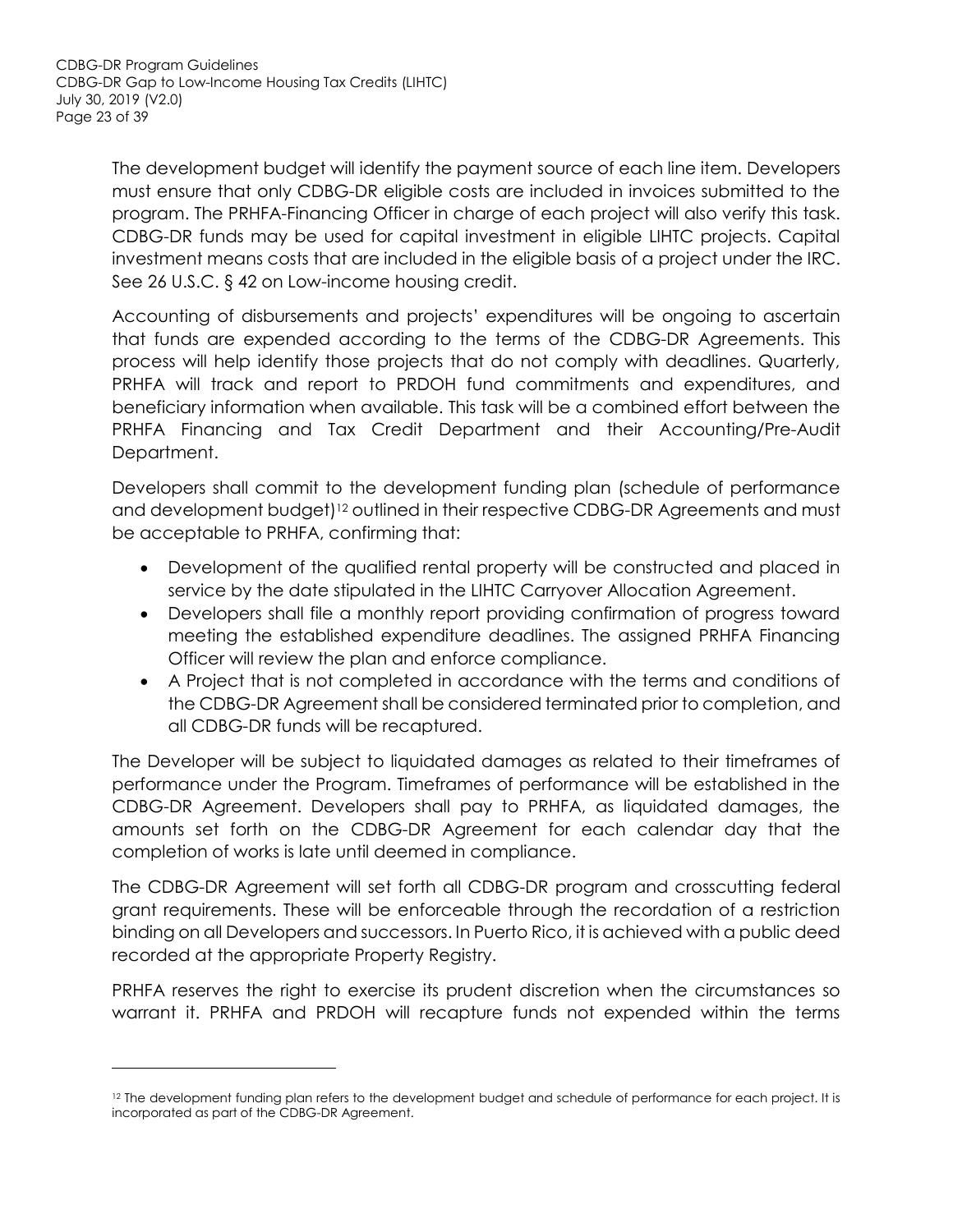The development budget will identify the payment source of each line item. Developers must ensure that only CDBG-DR eligible costs are included in invoices submitted to the program. The PRHFA-Financing Officer in charge of each project will also verify this task. CDBG-DR funds may be used for capital investment in eligible LIHTC projects. Capital investment means costs that are included in the eligible basis of a project under the IRC. See 26 U.S.C. § 42 on Low-income housing credit.

Accounting of disbursements and projects' expenditures will be ongoing to ascertain that funds are expended according to the terms of the CDBG-DR Agreements. This process will help identify those projects that do not comply with deadlines. Quarterly, PRHFA will track and report to PRDOH fund commitments and expenditures, and beneficiary information when available. This task will be a combined effort between the PRHFA Financing and Tax Credit Department and their Accounting/Pre-Audit Department.

Developers shall commit to the development funding plan (schedule of performance and development budget)[12] outlined in their respective CDBG-DR Agreements and must be acceptable to PRHFA, confirming that:

- Development of the qualified rental property will be constructed and placed in service by the date stipulated in the LIHTC Carryover Allocation Agreement.
- Developers shall file a monthly report providing confirmation of progress toward meeting the established expenditure deadlines. The assigned PRHFA Financing Officer will review the plan and enforce compliance.
- A Project that is not completed in accordance with the terms and conditions of the CDBG-DR Agreement shall be considered terminated prior to completion, and all CDBG-DR funds will be recaptured.

The Developer will be subject to liquidated damages as related to their timeframes of performance under the Program. Timeframes of performance will be established in the CDBG-DR Agreement. Developers shall pay to PRHFA, as liquidated damages, the amounts set forth on the CDBG-DR Agreement for each calendar day that the completion of works is late until deemed in compliance.

The CDBG-DR Agreement will set forth all CDBG-DR program and crosscutting federal grant requirements. These will be enforceable through the recordation of a restriction binding on all Developers and successors. In Puerto Rico, it is achieved with a public deed recorded at the appropriate Property Registry.

PRHFA reserves the right to exercise its prudent discretion when the circumstances so warrant it. PRHFA and PRDOH will recapture funds not expended within the terms

[12] The development funding plan refers to the development budget and schedule of performance for each project. It is incorporated as part of the CDBG-DR Agreement.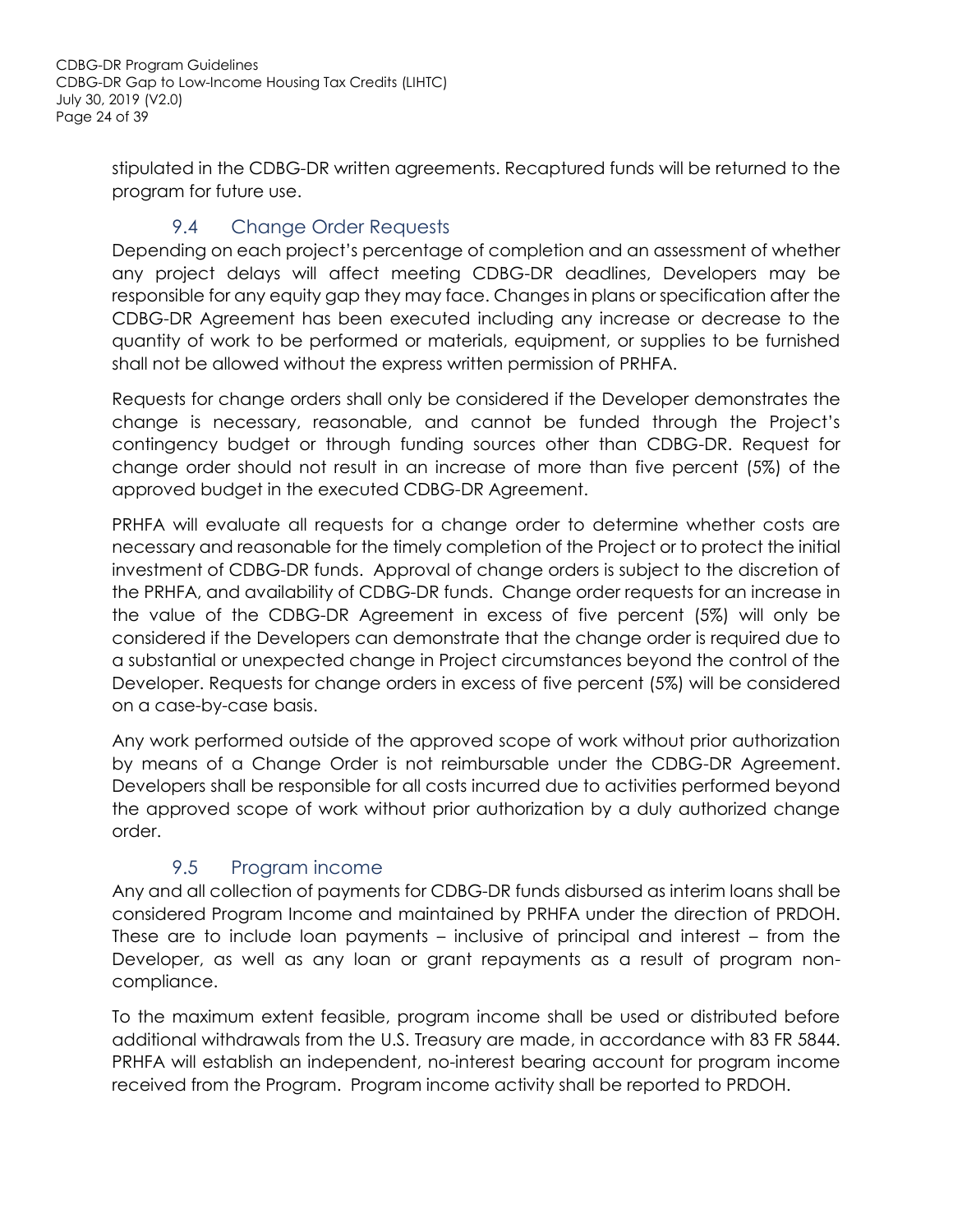stipulated in the CDBG-DR written agreements. Recaptured funds will be returned to the program for future use.

## 9.4 Change Order Requests

Depending on each project's percentage of completion and an assessment of whether any project delays will affect meeting CDBG-DR deadlines, Developers may be responsible for any equity gap they may face. Changes in plans or specification after the CDBG-DR Agreement has been executed including any increase or decrease to the quantity of work to be performed or materials, equipment, or supplies to be furnished shall not be allowed without the express written permission of PRHFA.

Requests for change orders shall only be considered if the Developer demonstrates the change is necessary, reasonable, and cannot be funded through the Project's contingency budget or through funding sources other than CDBG-DR. Request for change order should not result in an increase of more than five percent (5%) of the approved budget in the executed CDBG-DR Agreement.

PRHFA will evaluate all requests for a change order to determine whether costs are necessary and reasonable for the timely completion of the Project or to protect the initial investment of CDBG-DR funds. Approval of change orders is subject to the discretion of the PRHFA, and availability of CDBG-DR funds. Change order requests for an increase in the value of the CDBG-DR Agreement in excess of five percent (5%) will only be considered if the Developers can demonstrate that the change order is required due to a substantial or unexpected change in Project circumstances beyond the control of the Developer. Requests for change orders in excess of five percent (5%) will be considered on a case-by-case basis.

Any work performed outside of the approved scope of work without prior authorization by means of a Change Order is not reimbursable under the CDBG-DR Agreement. Developers shall be responsible for all costs incurred due to activities performed beyond the approved scope of work without prior authorization by a duly authorized change order.

## 9.5 Program income

Any and all collection of payments for CDBG-DR funds disbursed as interim loans shall be considered Program Income and maintained by PRHFA under the direction of PRDOH. These are to include loan payments – inclusive of principal and interest – from the Developer, as well as any loan or grant repayments as a result of program non-compliance.

To the maximum extent feasible, program income shall be used or distributed before additional withdrawals from the U.S. Treasury are made, in accordance with 83 FR 5844. PRHFA will establish an independent, no-interest bearing account for program income received from the Program. Program income activity shall be reported to PRDOH.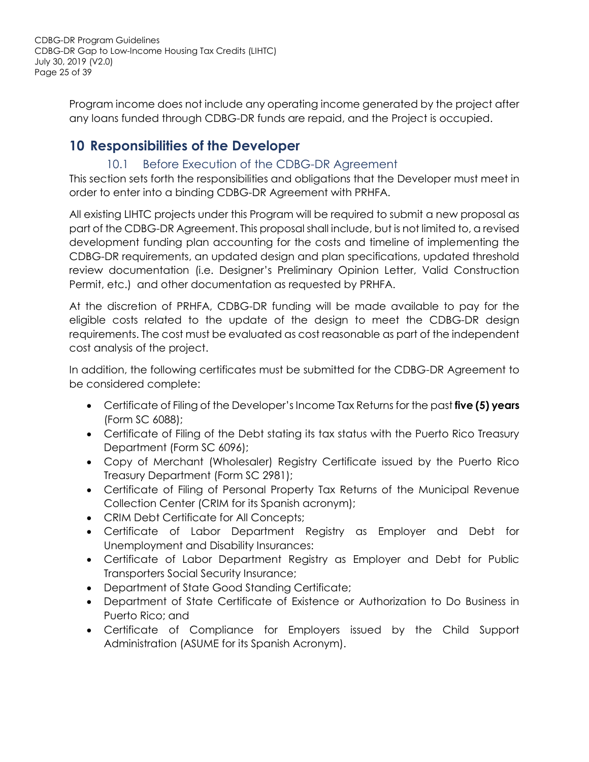Program income does not include any operating income generated by the project after any loans funded through CDBG-DR funds are repaid, and the Project is occupied.

# 10 Responsibilities of the Developer

## 10.1 Before Execution of the CDBG-DR Agreement

This section sets forth the responsibilities and obligations that the Developer must meet in order to enter into a binding CDBG-DR Agreement with PRHFA.

All existing LIHTC projects under this Program will be required to submit a new proposal as part of the CDBG-DR Agreement. This proposal shall include, but is not limited to, a revised development funding plan accounting for the costs and timeline of implementing the CDBG-DR requirements, an updated design and plan specifications, updated threshold review documentation (i.e. Designer's Preliminary Opinion Letter, Valid Construction Permit, etc.) and other documentation as requested by PRHFA.

At the discretion of PRHFA, CDBG-DR funding will be made available to pay for the eligible costs related to the update of the design to meet the CDBG-DR design requirements. The cost must be evaluated as cost reasonable as part of the independent cost analysis of the project.

In addition, the following certificates must be submitted for the CDBG-DR Agreement to be considered complete:

- Certificate of Filing of the Developer's Income Tax Returns for the past **five (5) years** (Form SC 6088);
- Certificate of Filing of the Debt stating its tax status with the Puerto Rico Treasury Department (Form SC 6096);
- Copy of Merchant (Wholesaler) Registry Certificate issued by the Puerto Rico Treasury Department (Form SC 2981);
- Certificate of Filing of Personal Property Tax Returns of the Municipal Revenue Collection Center (CRIM for its Spanish acronym);
- CRIM Debt Certificate for All Concepts;
- Certificate of Labor Department Registry as Employer and Debt for Unemployment and Disability Insurances:
- Certificate of Labor Department Registry as Employer and Debt for Public Transporters Social Security Insurance;
- Department of State Good Standing Certificate;
- Department of State Certificate of Existence or Authorization to Do Business in Puerto Rico; and
- Certificate of Compliance for Employers issued by the Child Support Administration (ASUME for its Spanish Acronym).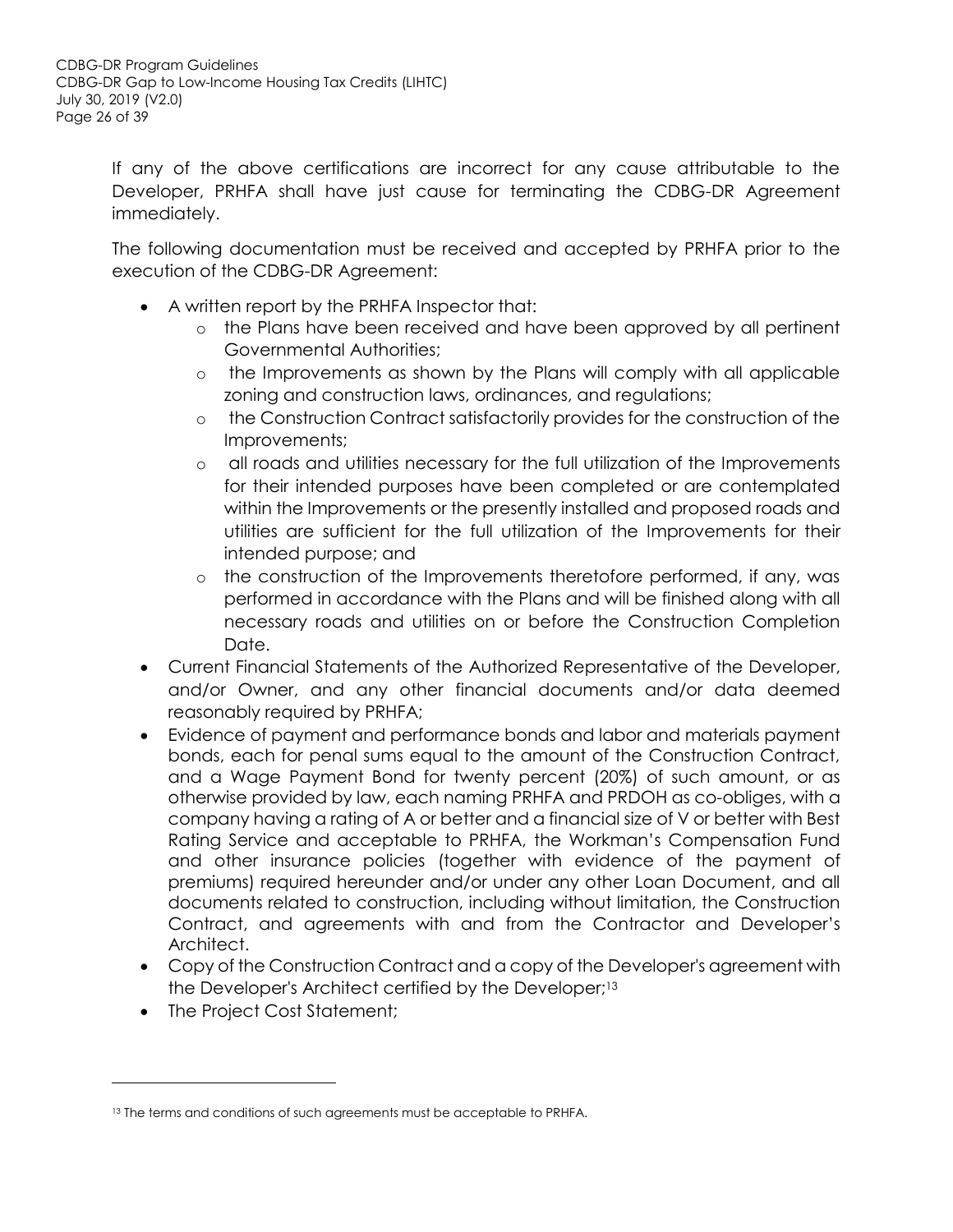If any of the above certifications are incorrect for any cause attributable to the Developer, PRHFA shall have just cause for terminating the CDBG-DR Agreement immediately.

The following documentation must be received and accepted by PRHFA prior to the execution of the CDBG-DR Agreement:

- A written report by the PRHFA Inspector that:
  - the Plans have been received and have been approved by all pertinent Governmental Authorities;
  - the Improvements as shown by the Plans will comply with all applicable zoning and construction laws, ordinances, and regulations;
  - the Construction Contract satisfactorily provides for the construction of the Improvements;
  - all roads and utilities necessary for the full utilization of the Improvements for their intended purposes have been completed or are contemplated within the Improvements or the presently installed and proposed roads and utilities are sufficient for the full utilization of the Improvements for their intended purpose; and
  - the construction of the Improvements theretofore performed, if any, was performed in accordance with the Plans and will be finished along with all necessary roads and utilities on or before the Construction Completion Date.
- Current Financial Statements of the Authorized Representative of the Developer, and/or Owner, and any other financial documents and/or data deemed reasonably required by PRHFA;
- Evidence of payment and performance bonds and labor and materials payment bonds, each for penal sums equal to the amount of the Construction Contract, and a Wage Payment Bond for twenty percent (20%) of such amount, or as otherwise provided by law, each naming PRHFA and PRDOH as co-obliges, with a company having a rating of A or better and a financial size of V or better with Best Rating Service and acceptable to PRHFA, the Workman's Compensation Fund and other insurance policies (together with evidence of the payment of premiums) required hereunder and/or under any other Loan Document, and all documents related to construction, including without limitation, the Construction Contract, and agreements with and from the Contractor and Developer's Architect.
- Copy of the Construction Contract and a copy of the Developer's agreement with the Developer's Architect certified by the Developer;[13]
- The Project Cost Statement;

---

[13] The terms and conditions of such agreements must be acceptable to PRHFA.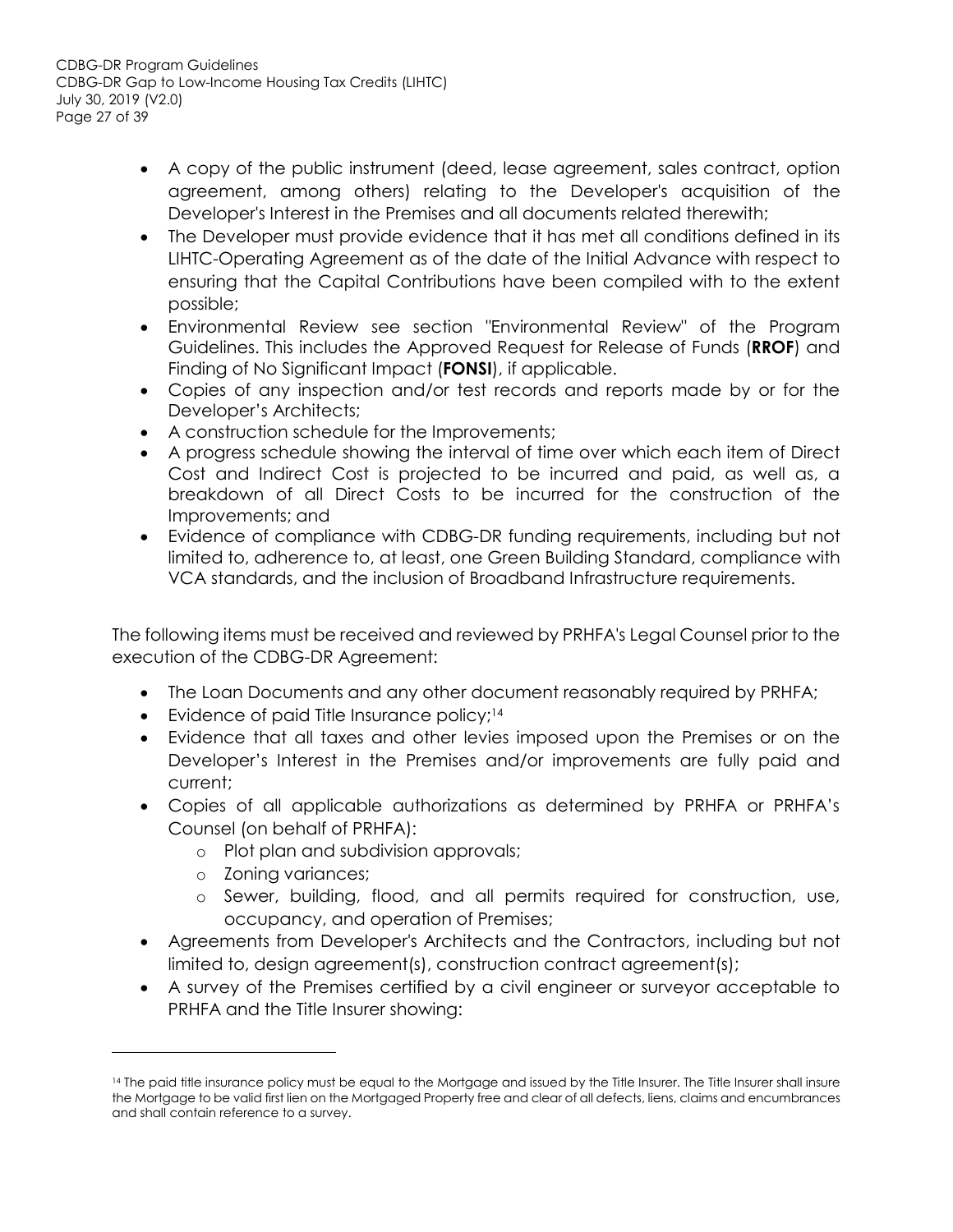- A copy of the public instrument (deed, lease agreement, sales contract, option agreement, among others) relating to the Developer's acquisition of the Developer's Interest in the Premises and all documents related therewith;
- The Developer must provide evidence that it has met all conditions defined in its LIHTC-Operating Agreement as of the date of the Initial Advance with respect to ensuring that the Capital Contributions have been compiled with to the extent possible;
- Environmental Review see section "Environmental Review" of the Program Guidelines. This includes the Approved Request for Release of Funds (**RROF**) and Finding of No Significant Impact (**FONSI**), if applicable.
- Copies of any inspection and/or test records and reports made by or for the Developer's Architects;
- A construction schedule for the Improvements;
- A progress schedule showing the interval of time over which each item of Direct Cost and Indirect Cost is projected to be incurred and paid, as well as, a breakdown of all Direct Costs to be incurred for the construction of the Improvements; and
- Evidence of compliance with CDBG-DR funding requirements, including but not limited to, adherence to, at least, one Green Building Standard, compliance with VCA standards, and the inclusion of Broadband Infrastructure requirements.

The following items must be received and reviewed by PRHFA's Legal Counsel prior to the execution of the CDBG-DR Agreement:

- The Loan Documents and any other document reasonably required by PRHFA;
- Evidence of paid Title Insurance policy;[14]
- Evidence that all taxes and other levies imposed upon the Premises or on the Developer's Interest in the Premises and/or improvements are fully paid and current;
- Copies of all applicable authorizations as determined by PRHFA or PRHFA's Counsel (on behalf of PRHFA):
  - Plot plan and subdivision approvals;
  - Zoning variances;
  - Sewer, building, flood, and all permits required for construction, use, occupancy, and operation of Premises;
- Agreements from Developer's Architects and the Contractors, including but not limited to, design agreement(s), construction contract agreement(s);
- A survey of the Premises certified by a civil engineer or surveyor acceptable to PRHFA and the Title Insurer showing:

[14] The paid title insurance policy must be equal to the Mortgage and issued by the Title Insurer. The Title Insurer shall insure the Mortgage to be valid first lien on the Mortgaged Property free and clear of all defects, liens, claims and encumbrances and shall contain reference to a survey.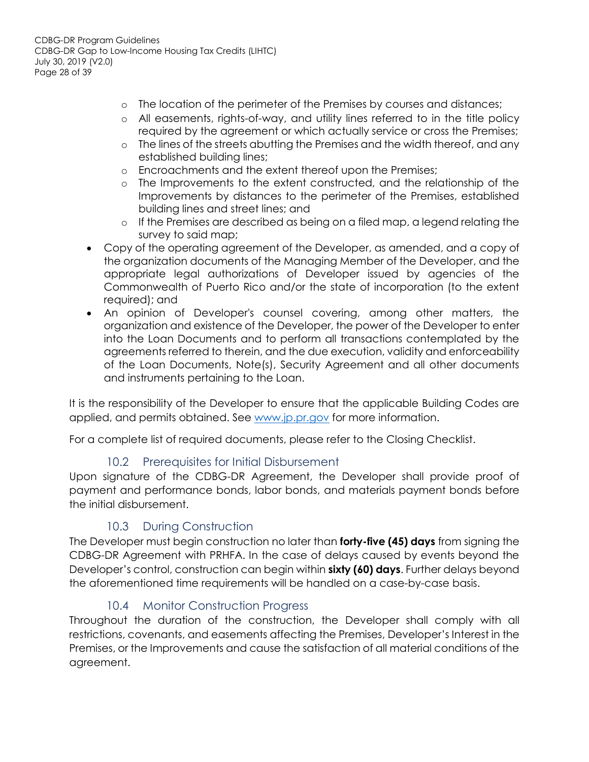- The location of the perimeter of the Premises by courses and distances;
    - All easements, rights-of-way, and utility lines referred to in the title policy required by the agreement or which actually service or cross the Premises;
    - The lines of the streets abutting the Premises and the width thereof, and any established building lines;
    - Encroachments and the extent thereof upon the Premises;
    - The Improvements to the extent constructed, and the relationship of the Improvements by distances to the perimeter of the Premises, established building lines and street lines; and
    - If the Premises are described as being on a filed map, a legend relating the survey to said map;
- Copy of the operating agreement of the Developer, as amended, and a copy of the organization documents of the Managing Member of the Developer, and the appropriate legal authorizations of Developer issued by agencies of the Commonwealth of Puerto Rico and/or the state of incorporation (to the extent required); and
- An opinion of Developer's counsel covering, among other matters, the organization and existence of the Developer, the power of the Developer to enter into the Loan Documents and to perform all transactions contemplated by the agreements referred to therein, and the due execution, validity and enforceability of the Loan Documents, Note(s), Security Agreement and all other documents and instruments pertaining to the Loan.

It is the responsibility of the Developer to ensure that the applicable Building Codes are applied, and permits obtained. See [www.jp.pr.gov](http://www.jp.pr.gov) for more information.

For a complete list of required documents, please refer to the Closing Checklist.

### 10.2 Prerequisites for Initial Disbursement

Upon signature of the CDBG-DR Agreement, the Developer shall provide proof of payment and performance bonds, labor bonds, and materials payment bonds before the initial disbursement.

### 10.3 During Construction

The Developer must begin construction no later than **forty-five (45) days** from signing the CDBG-DR Agreement with PRHFA. In the case of delays caused by events beyond the Developer's control, construction can begin within **sixty (60) days**. Further delays beyond the aforementioned time requirements will be handled on a case-by-case basis.

### 10.4 Monitor Construction Progress

Throughout the duration of the construction, the Developer shall comply with all restrictions, covenants, and easements affecting the Premises, Developer's Interest in the Premises, or the Improvements and cause the satisfaction of all material conditions of the agreement.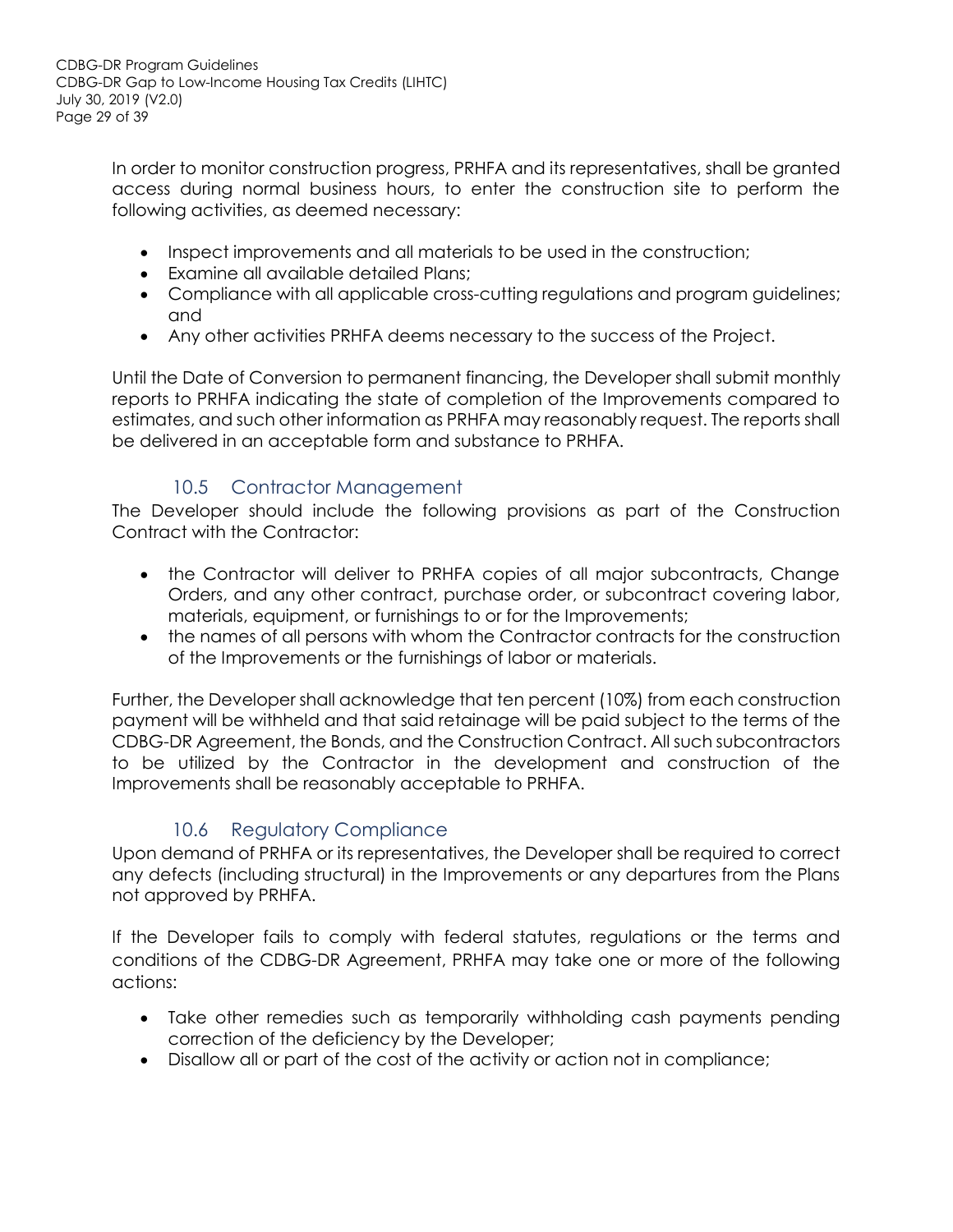In order to monitor construction progress, PRHFA and its representatives, shall be granted access during normal business hours, to enter the construction site to perform the following activities, as deemed necessary:

- Inspect improvements and all materials to be used in the construction;
- Examine all available detailed Plans;
- Compliance with all applicable cross-cutting regulations and program guidelines; and
- Any other activities PRHFA deems necessary to the success of the Project.

Until the Date of Conversion to permanent financing, the Developer shall submit monthly reports to PRHFA indicating the state of completion of the Improvements compared to estimates, and such other information as PRHFA may reasonably request. The reports shall be delivered in an acceptable form and substance to PRHFA.

### 10.5 Contractor Management

The Developer should include the following provisions as part of the Construction Contract with the Contractor:

- the Contractor will deliver to PRHFA copies of all major subcontracts, Change Orders, and any other contract, purchase order, or subcontract covering labor, materials, equipment, or furnishings to or for the Improvements;
- the names of all persons with whom the Contractor contracts for the construction of the Improvements or the furnishings of labor or materials.

Further, the Developer shall acknowledge that ten percent (10%) from each construction payment will be withheld and that said retainage will be paid subject to the terms of the CDBG-DR Agreement, the Bonds, and the Construction Contract. All such subcontractors to be utilized by the Contractor in the development and construction of the Improvements shall be reasonably acceptable to PRHFA.

### 10.6 Regulatory Compliance

Upon demand of PRHFA or its representatives, the Developer shall be required to correct any defects (including structural) in the Improvements or any departures from the Plans not approved by PRHFA.

If the Developer fails to comply with federal statutes, regulations or the terms and conditions of the CDBG-DR Agreement, PRHFA may take one or more of the following actions:

- Take other remedies such as temporarily withholding cash payments pending correction of the deficiency by the Developer;
- Disallow all or part of the cost of the activity or action not in compliance;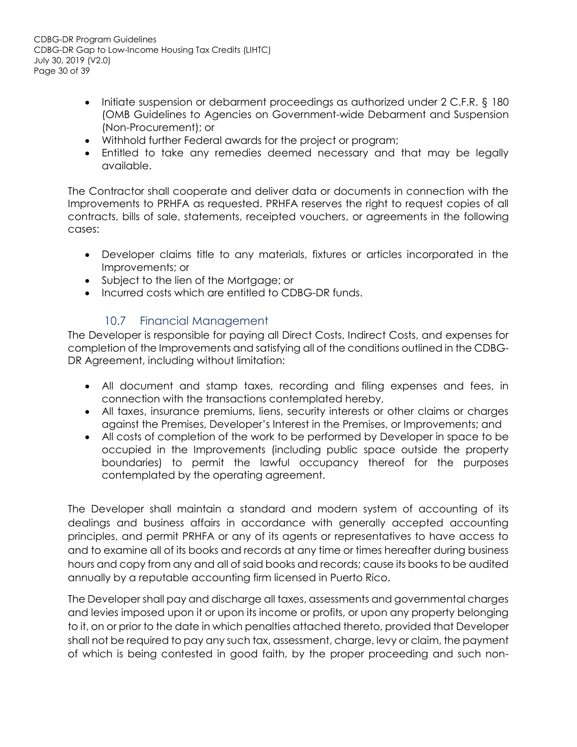- Initiate suspension or debarment proceedings as authorized under 2 C.F.R. § 180 (OMB Guidelines to Agencies on Government-wide Debarment and Suspension (Non-Procurement); or
- Withhold further Federal awards for the project or program;
- Entitled to take any remedies deemed necessary and that may be legally available.

The Contractor shall cooperate and deliver data or documents in connection with the Improvements to PRHFA as requested. PRHFA reserves the right to request copies of all contracts, bills of sale, statements, receipted vouchers, or agreements in the following cases:

- Developer claims title to any materials, fixtures or articles incorporated in the Improvements; or
- Subject to the lien of the Mortgage; or
- Incurred costs which are entitled to CDBG-DR funds.

### 10.7 Financial Management

The Developer is responsible for paying all Direct Costs, Indirect Costs, and expenses for completion of the Improvements and satisfying all of the conditions outlined in the CDBG-DR Agreement, including without limitation:

- All document and stamp taxes, recording and filing expenses and fees, in connection with the transactions contemplated hereby,
- All taxes, insurance premiums, liens, security interests or other claims or charges against the Premises, Developer's Interest in the Premises, or Improvements; and
- All costs of completion of the work to be performed by Developer in space to be occupied in the Improvements (including public space outside the property boundaries) to permit the lawful occupancy thereof for the purposes contemplated by the operating agreement.

The Developer shall maintain a standard and modern system of accounting of its dealings and business affairs in accordance with generally accepted accounting principles, and permit PRHFA or any of its agents or representatives to have access to and to examine all of its books and records at any time or times hereafter during business hours and copy from any and all of said books and records; cause its books to be audited annually by a reputable accounting firm licensed in Puerto Rico.

The Developer shall pay and discharge all taxes, assessments and governmental charges and levies imposed upon it or upon its income or profits, or upon any property belonging to it, on or prior to the date in which penalties attached thereto, provided that Developer shall not be required to pay any such tax, assessment, charge, levy or claim, the payment of which is being contested in good faith, by the proper proceeding and such non-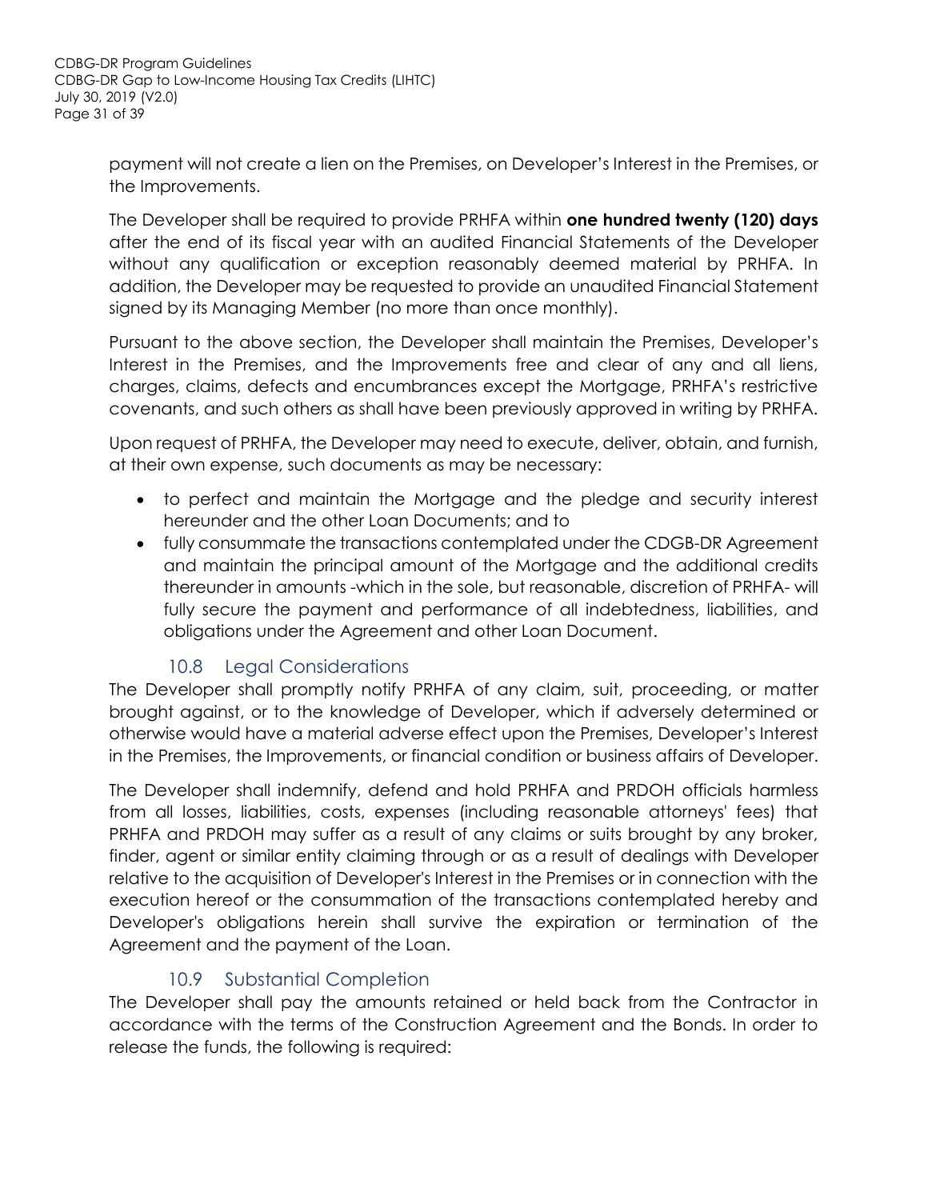payment will not create a lien on the Premises, on Developer's Interest in the Premises, or the Improvements.

The Developer shall be required to provide PRHFA within **one hundred twenty (120) days** after the end of its fiscal year with an audited Financial Statements of the Developer without any qualification or exception reasonably deemed material by PRHFA. In addition, the Developer may be requested to provide an unaudited Financial Statement signed by its Managing Member (no more than once monthly).

Pursuant to the above section, the Developer shall maintain the Premises, Developer's Interest in the Premises, and the Improvements free and clear of any and all liens, charges, claims, defects and encumbrances except the Mortgage, PRHFA's restrictive covenants, and such others as shall have been previously approved in writing by PRHFA.

Upon request of PRHFA, the Developer may need to execute, deliver, obtain, and furnish, at their own expense, such documents as may be necessary:

- to perfect and maintain the Mortgage and the pledge and security interest hereunder and the other Loan Documents; and to
- fully consummate the transactions contemplated under the CDGB-DR Agreement and maintain the principal amount of the Mortgage and the additional credits thereunder in amounts -which in the sole, but reasonable, discretion of PRHFA- will fully secure the payment and performance of all indebtedness, liabilities, and obligations under the Agreement and other Loan Document.

### 10.8 Legal Considerations

The Developer shall promptly notify PRHFA of any claim, suit, proceeding, or matter brought against, or to the knowledge of Developer, which if adversely determined or otherwise would have a material adverse effect upon the Premises, Developer's Interest in the Premises, the Improvements, or financial condition or business affairs of Developer.

The Developer shall indemnify, defend and hold PRHFA and PRDOH officials harmless from all losses, liabilities, costs, expenses (including reasonable attorneys' fees) that PRHFA and PRDOH may suffer as a result of any claims or suits brought by any broker, finder, agent or similar entity claiming through or as a result of dealings with Developer relative to the acquisition of Developer's Interest in the Premises or in connection with the execution hereof or the consummation of the transactions contemplated hereby and Developer's obligations herein shall survive the expiration or termination of the Agreement and the payment of the Loan.

### 10.9 Substantial Completion

The Developer shall pay the amounts retained or held back from the Contractor in accordance with the terms of the Construction Agreement and the Bonds. In order to release the funds, the following is required: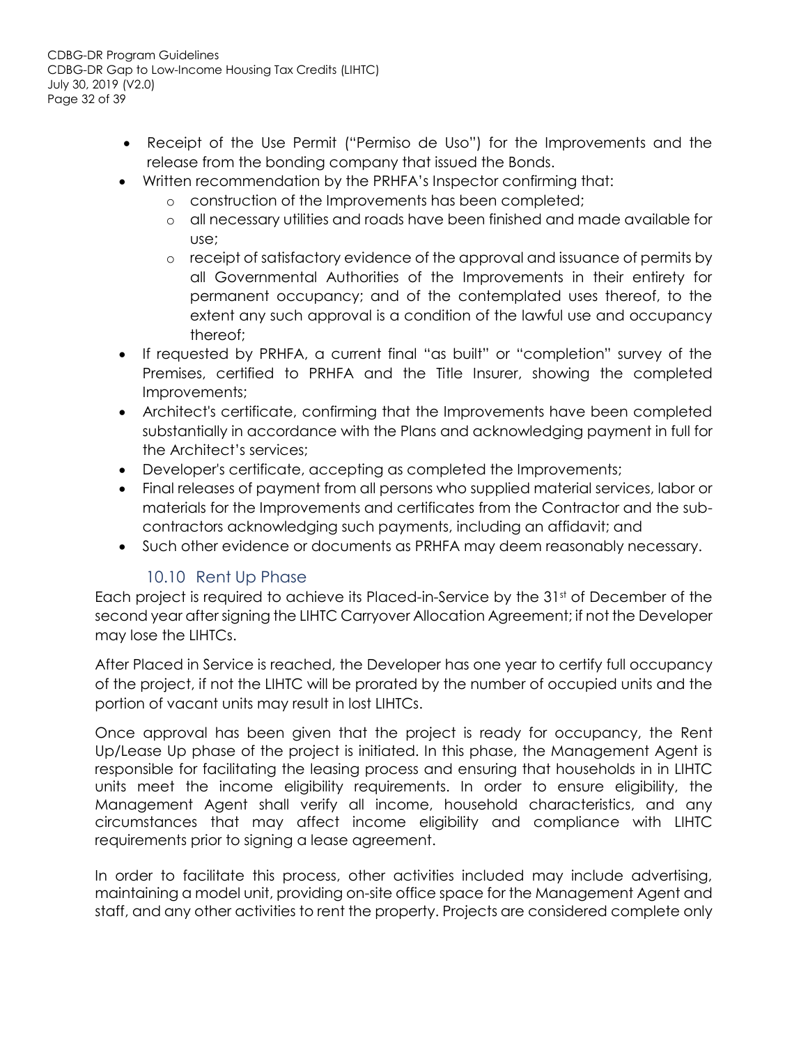- Receipt of the Use Permit ("Permiso de Uso") for the Improvements and the release from the bonding company that issued the Bonds.
- Written recommendation by the PRHFA's Inspector confirming that:
    - construction of the Improvements has been completed;
    - all necessary utilities and roads have been finished and made available for use;
    - receipt of satisfactory evidence of the approval and issuance of permits by all Governmental Authorities of the Improvements in their entirety for permanent occupancy; and of the contemplated uses thereof, to the extent any such approval is a condition of the lawful use and occupancy thereof;
- If requested by PRHFA, a current final "as built" or "completion" survey of the Premises, certified to PRHFA and the Title Insurer, showing the completed Improvements;
- Architect's certificate, confirming that the Improvements have been completed substantially in accordance with the Plans and acknowledging payment in full for the Architect's services;
- Developer's certificate, accepting as completed the Improvements;
- Final releases of payment from all persons who supplied material services, labor or materials for the Improvements and certificates from the Contractor and the sub-contractors acknowledging such payments, including an affidavit; and
- Such other evidence or documents as PRHFA may deem reasonably necessary.

### 10.10 Rent Up Phase

Each project is required to achieve its Placed-in-Service by the 31st of December of the second year after signing the LIHTC Carryover Allocation Agreement; if not the Developer may lose the LIHTCs.

After Placed in Service is reached, the Developer has one year to certify full occupancy of the project, if not the LIHTC will be prorated by the number of occupied units and the portion of vacant units may result in lost LIHTCs.

Once approval has been given that the project is ready for occupancy, the Rent Up/Lease Up phase of the project is initiated. In this phase, the Management Agent is responsible for facilitating the leasing process and ensuring that households in in LIHTC units meet the income eligibility requirements. In order to ensure eligibility, the Management Agent shall verify all income, household characteristics, and any circumstances that may affect income eligibility and compliance with LIHTC requirements prior to signing a lease agreement.

In order to facilitate this process, other activities included may include advertising, maintaining a model unit, providing on-site office space for the Management Agent and staff, and any other activities to rent the property. Projects are considered complete only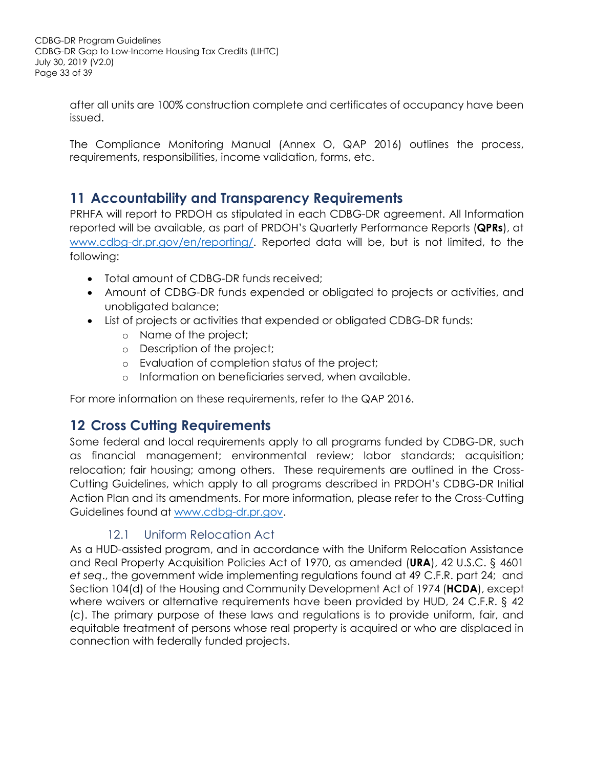after all units are 100% construction complete and certificates of occupancy have been issued.

The Compliance Monitoring Manual (Annex O, QAP 2016) outlines the process, requirements, responsibilities, income validation, forms, etc.

## 11 Accountability and Transparency Requirements

PRHFA will report to PRDOH as stipulated in each CDBG-DR agreement. All Information reported will be available, as part of PRDOH's Quarterly Performance Reports (**QPRs**), at [www.cdbg-dr.pr.gov/en/reporting/](www.cdbg-dr.pr.gov/en/reporting/). Reported data will be, but is not limited, to the following:

- Total amount of CDBG-DR funds received;
- Amount of CDBG-DR funds expended or obligated to projects or activities, and unobligated balance;
- List of projects or activities that expended or obligated CDBG-DR funds:
    - Name of the project;
    - Description of the project;
    - Evaluation of completion status of the project;
    - Information on beneficiaries served, when available.

For more information on these requirements, refer to the QAP 2016.

## 12 Cross Cutting Requirements

Some federal and local requirements apply to all programs funded by CDBG-DR, such as financial management; environmental review; labor standards; acquisition; relocation; fair housing; among others. These requirements are outlined in the Cross-Cutting Guidelines, which apply to all programs described in PRDOH's CDBG-DR Initial Action Plan and its amendments. For more information, please refer to the Cross-Cutting Guidelines found at [www.cdbg-dr.pr.gov](www.cdbg-dr.pr.gov).

### 12.1 Uniform Relocation Act

As a HUD-assisted program, and in accordance with the Uniform Relocation Assistance and Real Property Acquisition Policies Act of 1970, as amended (**URA**), 42 U.S.C. § 4601 *et seq*., the government wide implementing regulations found at 49 C.F.R. part 24; and Section 104(d) of the Housing and Community Development Act of 1974 (**HCDA**), except where waivers or alternative requirements have been provided by HUD, 24 C.F.R. § 42 (c). The primary purpose of these laws and regulations is to provide uniform, fair, and equitable treatment of persons whose real property is acquired or who are displaced in connection with federally funded projects.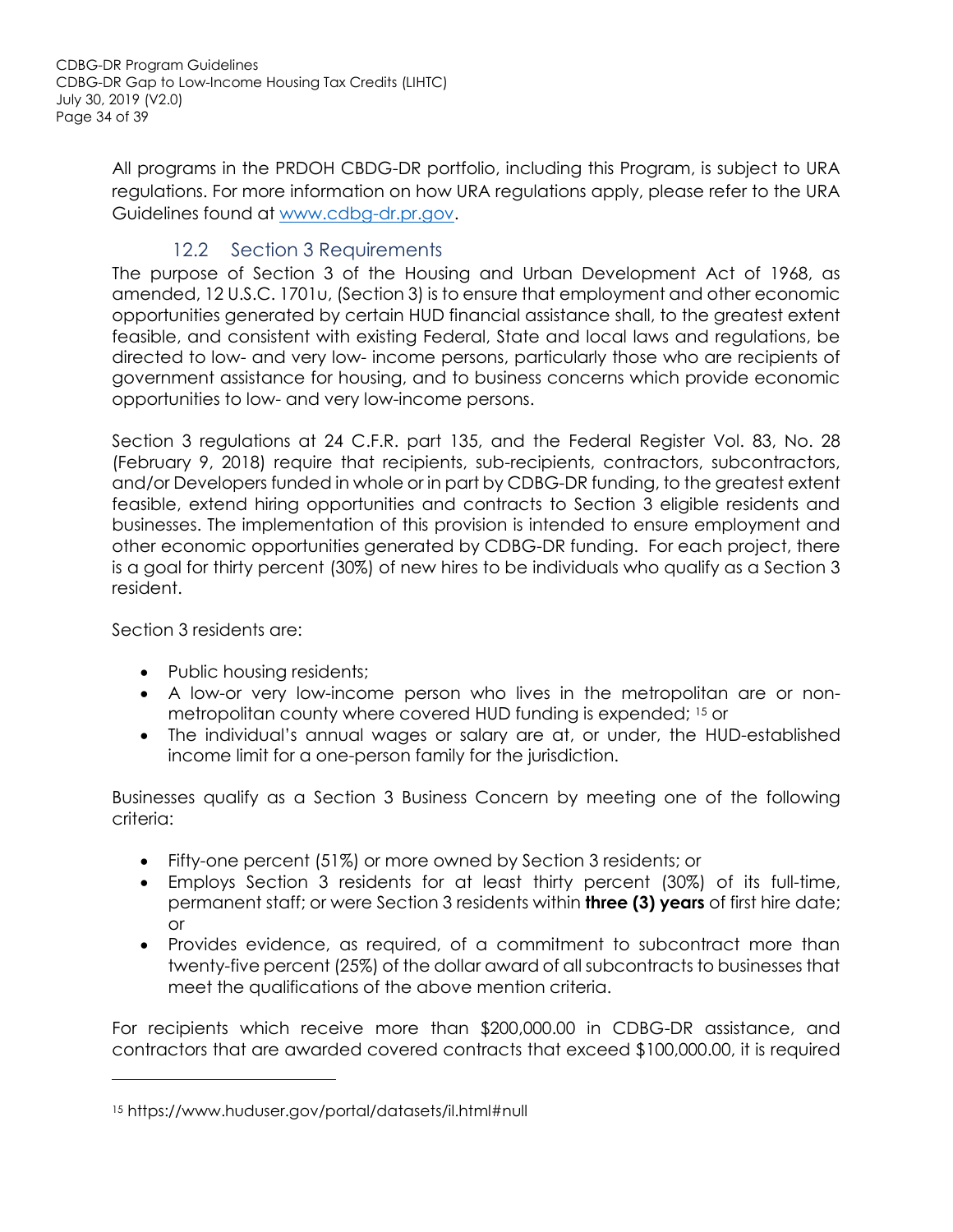All programs in the PRDOH CBDG-DR portfolio, including this Program, is subject to URA regulations. For more information on how URA regulations apply, please refer to the URA Guidelines found at [www.cdbg-dr.pr.gov](http://www.cdbg-dr.pr.gov).

## 12.2 Section 3 Requirements

The purpose of Section 3 of the Housing and Urban Development Act of 1968, as amended, 12 U.S.C. 1701u, (Section 3) is to ensure that employment and other economic opportunities generated by certain HUD financial assistance shall, to the greatest extent feasible, and consistent with existing Federal, State and local laws and regulations, be directed to low- and very low- income persons, particularly those who are recipients of government assistance for housing, and to business concerns which provide economic opportunities to low- and very low-income persons.

Section 3 regulations at 24 C.F.R. part 135, and the Federal Register Vol. 83, No. 28 (February 9, 2018) require that recipients, sub-recipients, contractors, subcontractors, and/or Developers funded in whole or in part by CDBG-DR funding, to the greatest extent feasible, extend hiring opportunities and contracts to Section 3 eligible residents and businesses. The implementation of this provision is intended to ensure employment and other economic opportunities generated by CDBG-DR funding. For each project, there is a goal for thirty percent (30%) of new hires to be individuals who qualify as a Section 3 resident.

Section 3 residents are:

- Public housing residents;
- A low-or very low-income person who lives in the metropolitan are or non-metropolitan county where covered HUD funding is expended; [15] or
- The individual's annual wages or salary are at, or under, the HUD-established income limit for a one-person family for the jurisdiction.

Businesses qualify as a Section 3 Business Concern by meeting one of the following criteria:

- Fifty-one percent (51%) or more owned by Section 3 residents; or
- Employs Section 3 residents for at least thirty percent (30%) of its full-time, permanent staff; or were Section 3 residents within **three (3) years** of first hire date; or
- Provides evidence, as required, of a commitment to subcontract more than twenty-five percent (25%) of the dollar award of all subcontracts to businesses that meet the qualifications of the above mention criteria.

For recipients which receive more than $200,000.00 in CDBG-DR assistance, and contractors that are awarded covered contracts that exceed $100,000.00, it is required

[15] https://www.huduser.gov/portal/datasets/il.html#null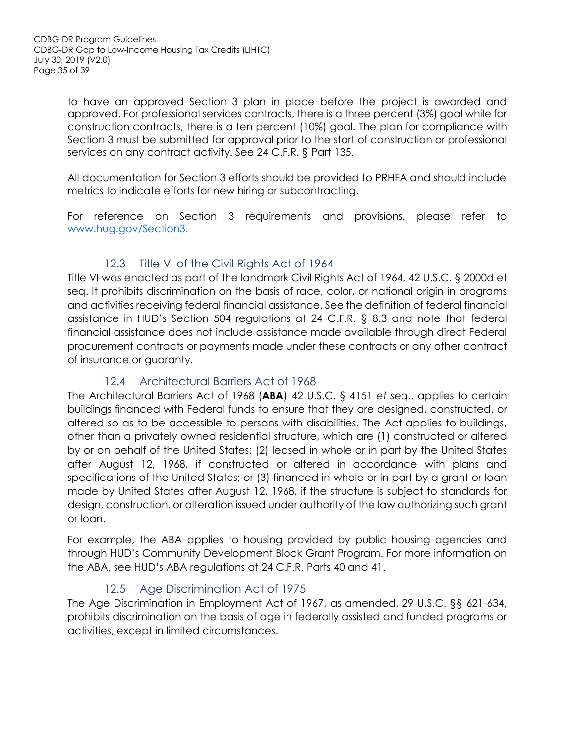to have an approved Section 3 plan in place before the project is awarded and approved. For professional services contracts, there is a three percent (3%) goal while for construction contracts, there is a ten percent (10%) goal. The plan for compliance with Section 3 must be submitted for approval prior to the start of construction or professional services on any contract activity. See 24 C.F.R. § Part 135.

All documentation for Section 3 efforts should be provided to PRHFA and should include metrics to indicate efforts for new hiring or subcontracting.

For reference on Section 3 requirements and provisions, please refer to [www.hug.gov/Section3](www.hug.gov/Section3).

### 12.3 Title VI of the Civil Rights Act of 1964

Title VI was enacted as part of the landmark Civil Rights Act of 1964, 42 U.S.C. § 2000d et seq. It prohibits discrimination on the basis of race, color, or national origin in programs and activities receiving federal financial assistance. See the definition of federal financial assistance in HUD's Section 504 regulations at 24 C.F.R. § 8.3 and note that federal financial assistance does not include assistance made available through direct Federal procurement contracts or payments made under these contracts or any other contract of insurance or guaranty.

### 12.4 Architectural Barriers Act of 1968

The Architectural Barriers Act of 1968 (**ABA**) 42 U.S.C. § 4151 *et seq*., applies to certain buildings financed with Federal funds to ensure that they are designed, constructed, or altered so as to be accessible to persons with disabilities. The Act applies to buildings, other than a privately owned residential structure, which are (1) constructed or altered by or on behalf of the United States; (2) leased in whole or in part by the United States after August 12, 1968, if constructed or altered in accordance with plans and specifications of the United States; or (3) financed in whole or in part by a grant or loan made by United States after August 12, 1968, if the structure is subject to standards for design, construction, or alteration issued under authority of the law authorizing such grant or loan.

For example, the ABA applies to housing provided by public housing agencies and through HUD's Community Development Block Grant Program. For more information on the ABA, see HUD's ABA regulations at 24 C.F.R. Parts 40 and 41.

### 12.5 Age Discrimination Act of 1975

The Age Discrimination in Employment Act of 1967, as amended, 29 U.S.C. §§ 621-634, prohibits discrimination on the basis of age in federally assisted and funded programs or activities, except in limited circumstances.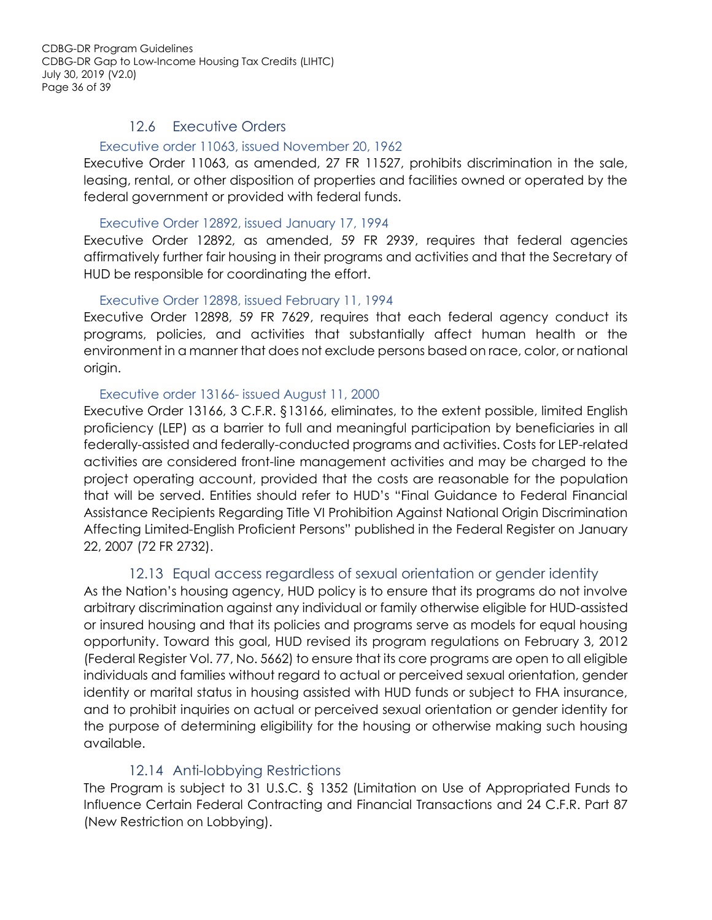## 12.6 Executive Orders

### Executive order 11063, issued November 20, 1962

Executive Order 11063, as amended, 27 FR 11527, prohibits discrimination in the sale, leasing, rental, or other disposition of properties and facilities owned or operated by the federal government or provided with federal funds.

### Executive Order 12892, issued January 17, 1994

Executive Order 12892, as amended, 59 FR 2939, requires that federal agencies affirmatively further fair housing in their programs and activities and that the Secretary of HUD be responsible for coordinating the effort.

### Executive Order 12898, issued February 11, 1994

Executive Order 12898, 59 FR 7629, requires that each federal agency conduct its programs, policies, and activities that substantially affect human health or the environment in a manner that does not exclude persons based on race, color, or national origin.

### Executive order 13166- issued August 11, 2000

Executive Order 13166, 3 C.F.R. §13166, eliminates, to the extent possible, limited English proficiency (LEP) as a barrier to full and meaningful participation by beneficiaries in all federally-assisted and federally-conducted programs and activities. Costs for LEP-related activities are considered front-line management activities and may be charged to the project operating account, provided that the costs are reasonable for the population that will be served. Entities should refer to HUD's "Final Guidance to Federal Financial Assistance Recipients Regarding Title VI Prohibition Against National Origin Discrimination Affecting Limited-English Proficient Persons" published in the Federal Register on January 22, 2007 (72 FR 2732).

## 12.13 Equal access regardless of sexual orientation or gender identity

As the Nation's housing agency, HUD policy is to ensure that its programs do not involve arbitrary discrimination against any individual or family otherwise eligible for HUD-assisted or insured housing and that its policies and programs serve as models for equal housing opportunity. Toward this goal, HUD revised its program regulations on February 3, 2012 (Federal Register Vol. 77, No. 5662) to ensure that its core programs are open to all eligible individuals and families without regard to actual or perceived sexual orientation, gender identity or marital status in housing assisted with HUD funds or subject to FHA insurance, and to prohibit inquiries on actual or perceived sexual orientation or gender identity for the purpose of determining eligibility for the housing or otherwise making such housing available.

## 12.14 Anti-lobbying Restrictions

The Program is subject to 31 U.S.C. § 1352 (Limitation on Use of Appropriated Funds to Influence Certain Federal Contracting and Financial Transactions and 24 C.F.R. Part 87 (New Restriction on Lobbying).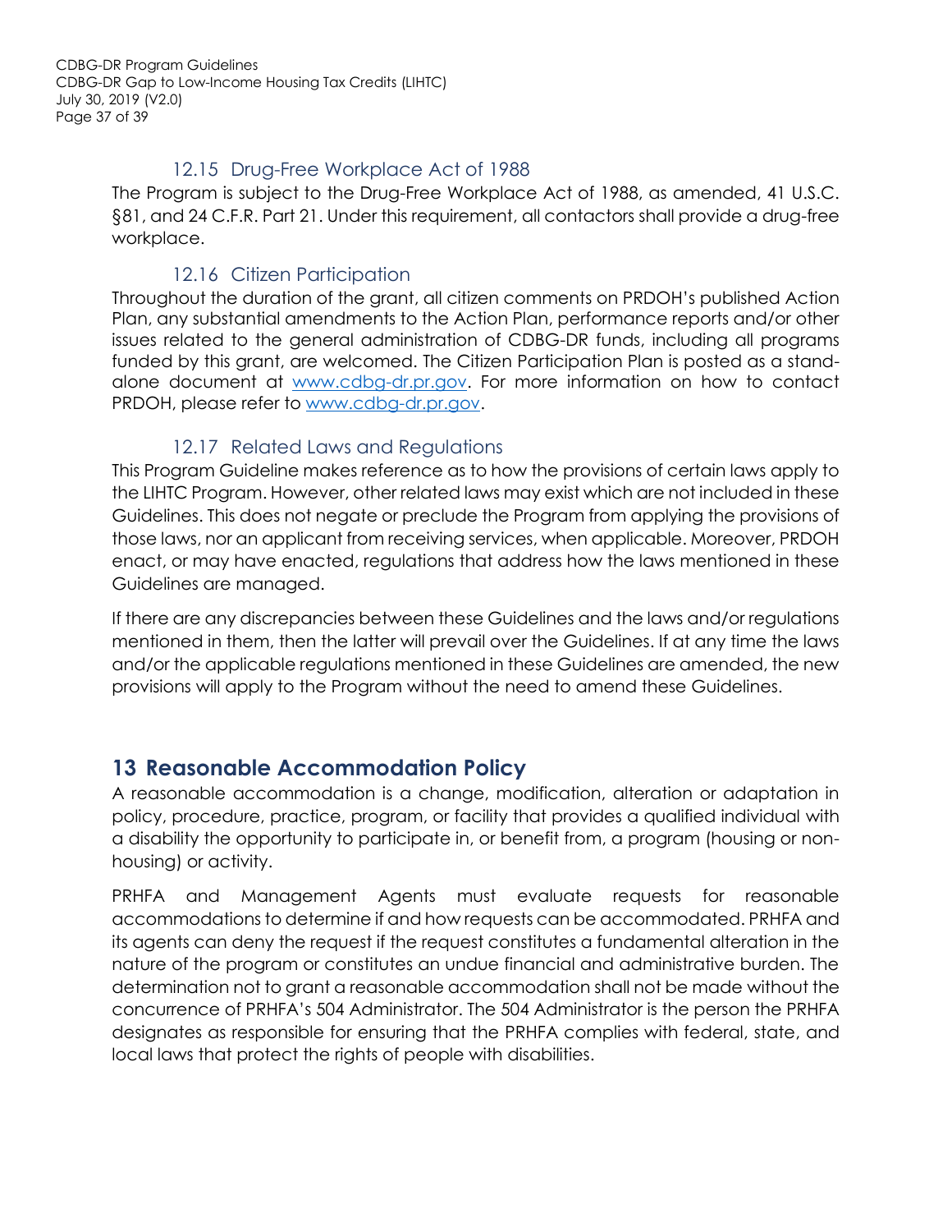### 12.15 Drug-Free Workplace Act of 1988

The Program is subject to the Drug-Free Workplace Act of 1988, as amended, 41 U.S.C. §81, and 24 C.F.R. Part 21. Under this requirement, all contactors shall provide a drug-free workplace.

### 12.16 Citizen Participation

Throughout the duration of the grant, all citizen comments on PRDOH's published Action Plan, any substantial amendments to the Action Plan, performance reports and/or other issues related to the general administration of CDBG-DR funds, including all programs funded by this grant, are welcomed. The Citizen Participation Plan is posted as a stand-alone document at [www.cdbg-dr.pr.gov](www.cdbg-dr.pr.gov). For more information on how to contact PRDOH, please refer to [www.cdbg-dr.pr.gov](www.cdbg-dr.pr.gov).

### 12.17 Related Laws and Regulations

This Program Guideline makes reference as to how the provisions of certain laws apply to the LIHTC Program. However, other related laws may exist which are not included in these Guidelines. This does not negate or preclude the Program from applying the provisions of those laws, nor an applicant from receiving services, when applicable. Moreover, PRDOH enact, or may have enacted, regulations that address how the laws mentioned in these Guidelines are managed.

If there are any discrepancies between these Guidelines and the laws and/or regulations mentioned in them, then the latter will prevail over the Guidelines. If at any time the laws and/or the applicable regulations mentioned in these Guidelines are amended, the new provisions will apply to the Program without the need to amend these Guidelines.

## 13 Reasonable Accommodation Policy

A reasonable accommodation is a change, modification, alteration or adaptation in policy, procedure, practice, program, or facility that provides a qualified individual with a disability the opportunity to participate in, or benefit from, a program (housing or non-housing) or activity.

PRHFA and Management Agents must evaluate requests for reasonable accommodations to determine if and how requests can be accommodated. PRHFA and its agents can deny the request if the request constitutes a fundamental alteration in the nature of the program or constitutes an undue financial and administrative burden. The determination not to grant a reasonable accommodation shall not be made without the concurrence of PRHFA's 504 Administrator. The 504 Administrator is the person the PRHFA designates as responsible for ensuring that the PRHFA complies with federal, state, and local laws that protect the rights of people with disabilities.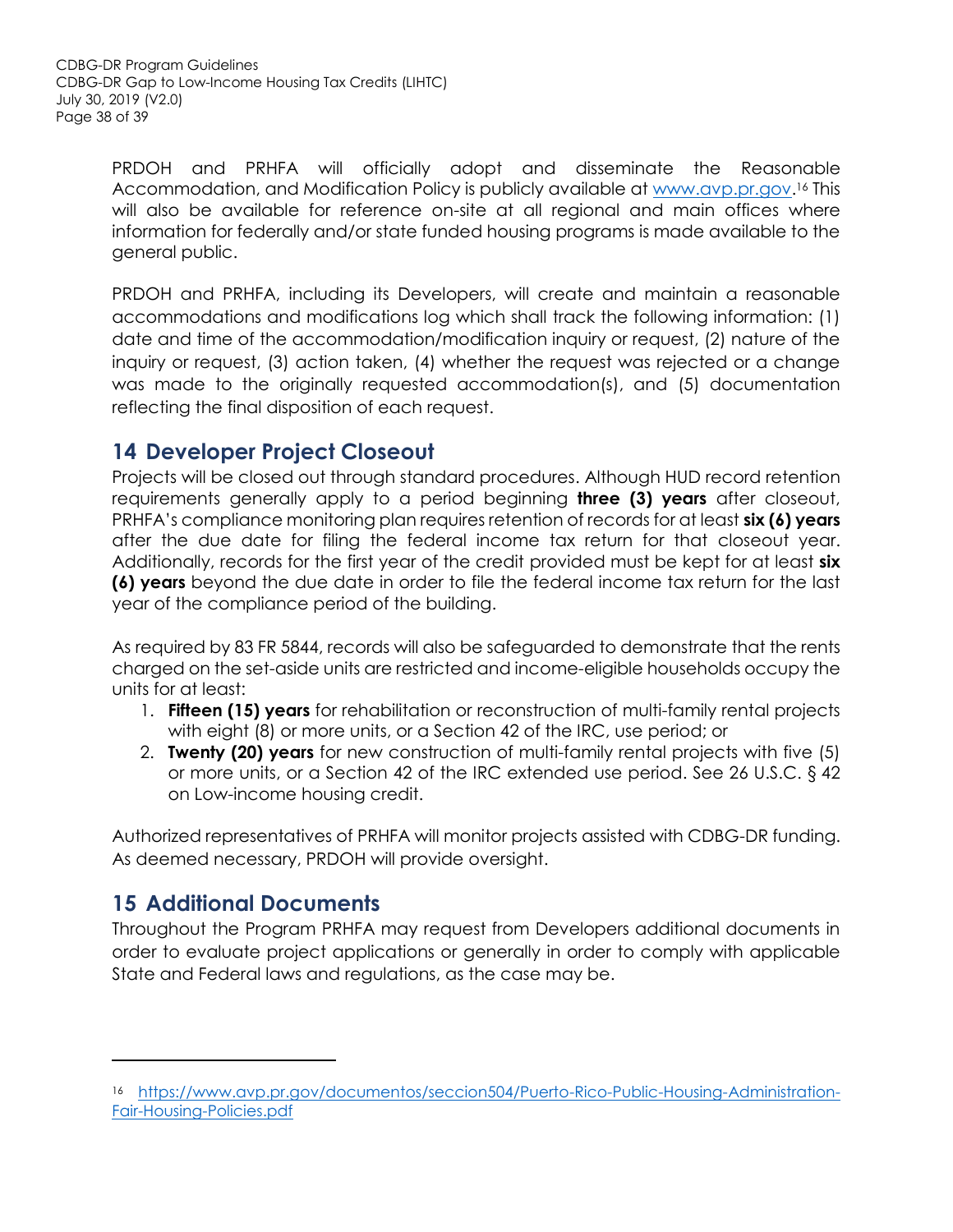PRDOH and PRHFA will officially adopt and disseminate the Reasonable Accommodation, and Modification Policy is publicly available at [www.avp.pr.gov](www.avp.pr.gov).[16] This will also be available for reference on-site at all regional and main offices where information for federally and/or state funded housing programs is made available to the general public.

PRDOH and PRHFA, including its Developers, will create and maintain a reasonable accommodations and modifications log which shall track the following information: (1) date and time of the accommodation/modification inquiry or request, (2) nature of the inquiry or request, (3) action taken, (4) whether the request was rejected or a change was made to the originally requested accommodation(s), and (5) documentation reflecting the final disposition of each request.

## 14 Developer Project Closeout

Projects will be closed out through standard procedures. Although HUD record retention requirements generally apply to a period beginning **three (3) years** after closeout, PRHFA's compliance monitoring plan requires retention of records for at least **six (6) years** after the due date for filing the federal income tax return for that closeout year. Additionally, records for the first year of the credit provided must be kept for at least **six (6) years** beyond the due date in order to file the federal income tax return for the last year of the compliance period of the building.

As required by 83 FR 5844, records will also be safeguarded to demonstrate that the rents charged on the set-aside units are restricted and income-eligible households occupy the units for at least:

1. **Fifteen (15) years** for rehabilitation or reconstruction of multi-family rental projects with eight (8) or more units, or a Section 42 of the IRC, use period; or
2. **Twenty (20) years** for new construction of multi-family rental projects with five (5) or more units, or a Section 42 of the IRC extended use period. See 26 U.S.C. § 42 on Low-income housing credit.

Authorized representatives of PRHFA will monitor projects assisted with CDBG-DR funding. As deemed necessary, PRDOH will provide oversight.

## 15 Additional Documents

Throughout the Program PRHFA may request from Developers additional documents in order to evaluate project applications or generally in order to comply with applicable State and Federal laws and regulations, as the case may be.

---

[16] [https://www.avp.pr.gov/documentos/seccion504/Puerto-Rico-Public-Housing-Administration-Fair-Housing-Policies.pdf](https://www.avp.pr.gov/documentos/seccion504/Puerto-Rico-Public-Housing-Administration-Fair-Housing-Policies.pdf)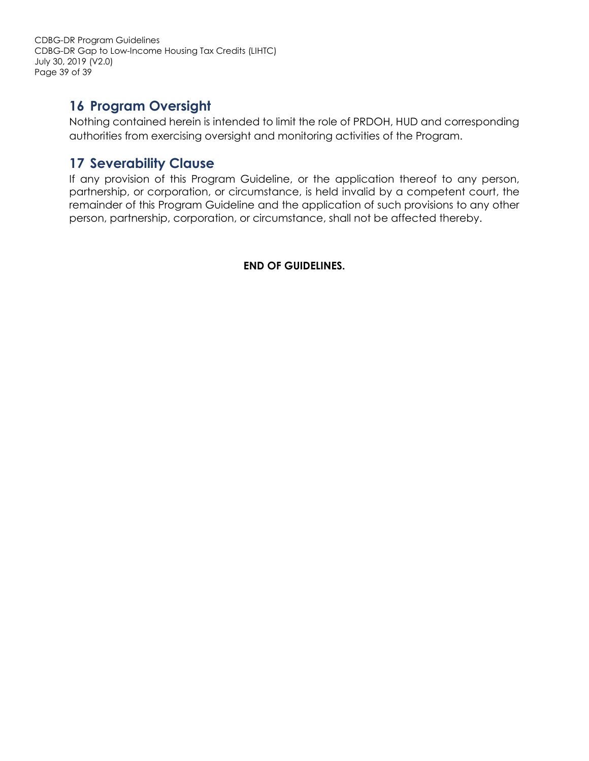# 16 Program Oversight

Nothing contained herein is intended to limit the role of PRDOH, HUD and corresponding authorities from exercising oversight and monitoring activities of the Program.

# 17 Severability Clause

If any provision of this Program Guideline, or the application thereof to any person, partnership, or corporation, or circumstance, is held invalid by a competent court, the remainder of this Program Guideline and the application of such provisions to any other person, partnership, corporation, or circumstance, shall not be affected thereby.

**END OF GUIDELINES.**